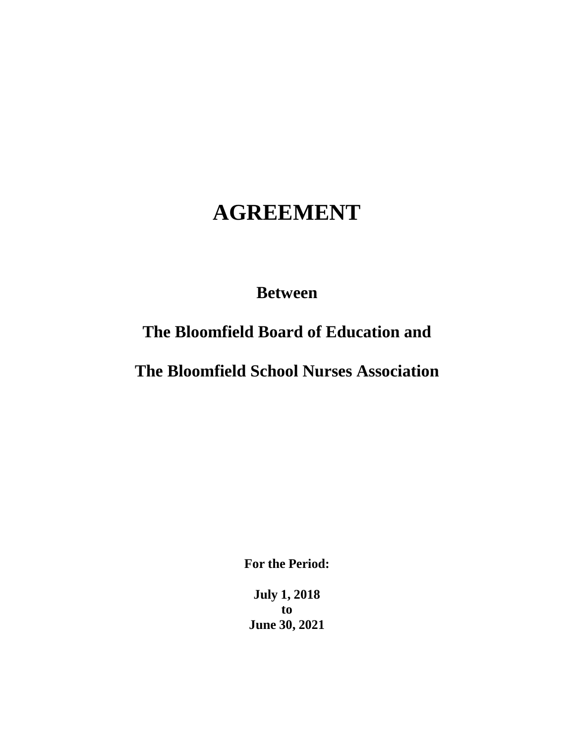# AGREEMENT

**Between**

**The Bloomfield Board of Education and**

**The Bloomfield School Nurses Association**

**For the Period:**

**July 1, 2018**
**to**
**June 30, 2021**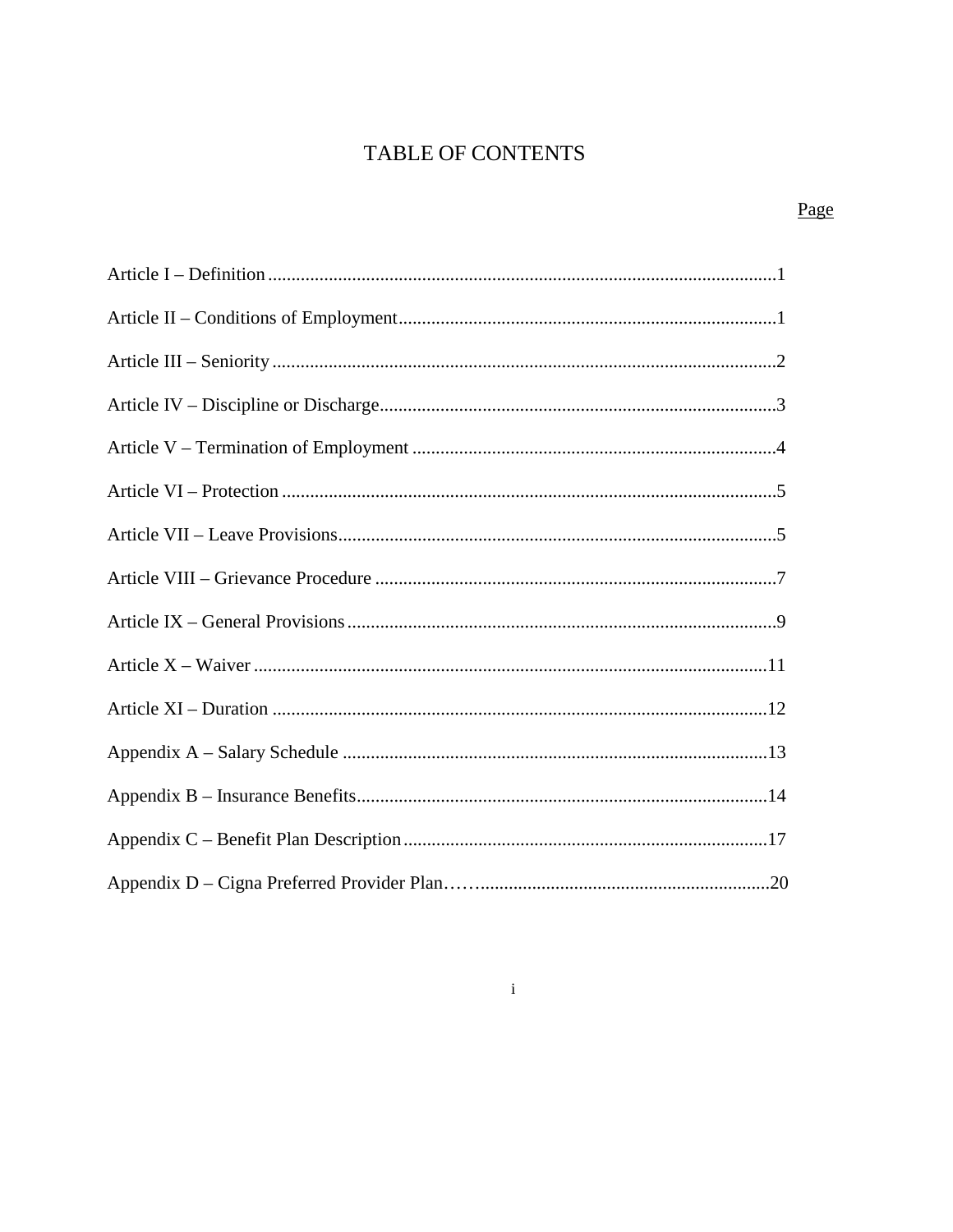# TABLE OF CONTENTS

| | Page |
|---|---|
| Article I – Definition | 1 |
| Article II – Conditions of Employment | 1 |
| Article III – Seniority | 2 |
| Article IV – Discipline or Discharge | 3 |
| Article V – Termination of Employment | 4 |
| Article VI – Protection | 5 |
| Article VII – Leave Provisions | 5 |
| Article VIII – Grievance Procedure | 7 |
| Article IX – General Provisions | 9 |
| Article X – Waiver | 11 |
| Article XI – Duration | 12 |
| Appendix A – Salary Schedule | 13 |
| Appendix B – Insurance Benefits | 14 |
| Appendix C – Benefit Plan Description | 17 |
| Appendix D – Cigna Preferred Provider Plan | 20 |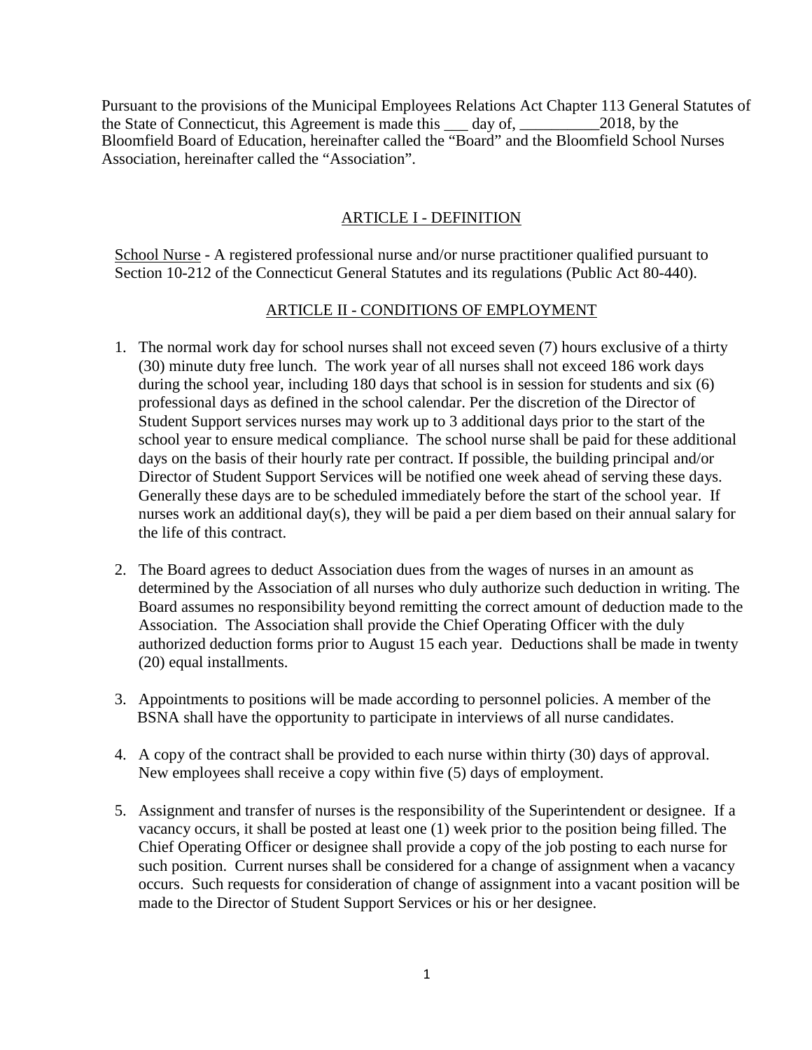Pursuant to the provisions of the Municipal Employees Relations Act Chapter 113 General Statutes of the State of Connecticut, this Agreement is made this ___ day of, __________2018, by the Bloomfield Board of Education, hereinafter called the "Board" and the Bloomfield School Nurses Association, hereinafter called the "Association".

## ARTICLE I - DEFINITION

School Nurse - A registered professional nurse and/or nurse practitioner qualified pursuant to Section 10-212 of the Connecticut General Statutes and its regulations (Public Act 80-440).

## ARTICLE II - CONDITIONS OF EMPLOYMENT

1. The normal work day for school nurses shall not exceed seven (7) hours exclusive of a thirty (30) minute duty free lunch. The work year of all nurses shall not exceed 186 work days during the school year, including 180 days that school is in session for students and six (6) professional days as defined in the school calendar. Per the discretion of the Director of Student Support services nurses may work up to 3 additional days prior to the start of the school year to ensure medical compliance. The school nurse shall be paid for these additional days on the basis of their hourly rate per contract. If possible, the building principal and/or Director of Student Support Services will be notified one week ahead of serving these days. Generally these days are to be scheduled immediately before the start of the school year. If nurses work an additional day(s), they will be paid a per diem based on their annual salary for the life of this contract.

2. The Board agrees to deduct Association dues from the wages of nurses in an amount as determined by the Association of all nurses who duly authorize such deduction in writing. The Board assumes no responsibility beyond remitting the correct amount of deduction made to the Association. The Association shall provide the Chief Operating Officer with the duly authorized deduction forms prior to August 15 each year. Deductions shall be made in twenty (20) equal installments.

3. Appointments to positions will be made according to personnel policies. A member of the BSNA shall have the opportunity to participate in interviews of all nurse candidates.

4. A copy of the contract shall be provided to each nurse within thirty (30) days of approval. New employees shall receive a copy within five (5) days of employment.

5. Assignment and transfer of nurses is the responsibility of the Superintendent or designee. If a vacancy occurs, it shall be posted at least one (1) week prior to the position being filled. The Chief Operating Officer or designee shall provide a copy of the job posting to each nurse for such position. Current nurses shall be considered for a change of assignment when a vacancy occurs. Such requests for consideration of change of assignment into a vacant position will be made to the Director of Student Support Services or his or her designee.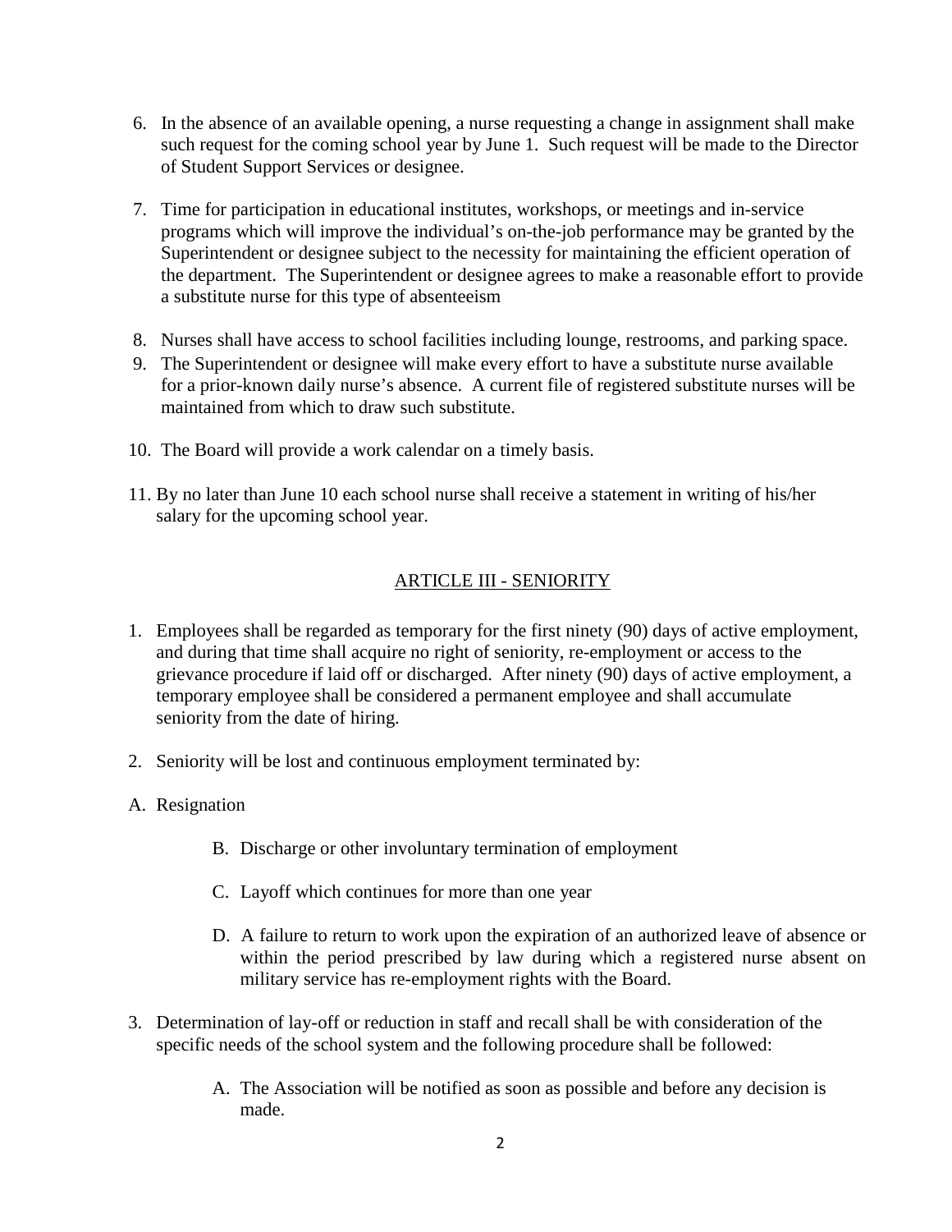6. In the absence of an available opening, a nurse requesting a change in assignment shall make such request for the coming school year by June 1. Such request will be made to the Director of Student Support Services or designee.

7. Time for participation in educational institutes, workshops, or meetings and in-service programs which will improve the individual's on-the-job performance may be granted by the Superintendent or designee subject to the necessity for maintaining the efficient operation of the department. The Superintendent or designee agrees to make a reasonable effort to provide a substitute nurse for this type of absenteeism

8. Nurses shall have access to school facilities including lounge, restrooms, and parking space.

9. The Superintendent or designee will make every effort to have a substitute nurse available for a prior-known daily nurse's absence. A current file of registered substitute nurses will be maintained from which to draw such substitute.

10. The Board will provide a work calendar on a timely basis.

11. By no later than June 10 each school nurse shall receive a statement in writing of his/her salary for the upcoming school year.

## ARTICLE III - SENIORITY

1. Employees shall be regarded as temporary for the first ninety (90) days of active employment, and during that time shall acquire no right of seniority, re-employment or access to the grievance procedure if laid off or discharged. After ninety (90) days of active employment, a temporary employee shall be considered a permanent employee and shall accumulate seniority from the date of hiring.

2. Seniority will be lost and continuous employment terminated by:

   A. Resignation

   B. Discharge or other involuntary termination of employment

   C. Layoff which continues for more than one year

   D. A failure to return to work upon the expiration of an authorized leave of absence or within the period prescribed by law during which a registered nurse absent on military service has re-employment rights with the Board.

3. Determination of lay-off or reduction in staff and recall shall be with consideration of the specific needs of the school system and the following procedure shall be followed:

   A. The Association will be notified as soon as possible and before any decision is made.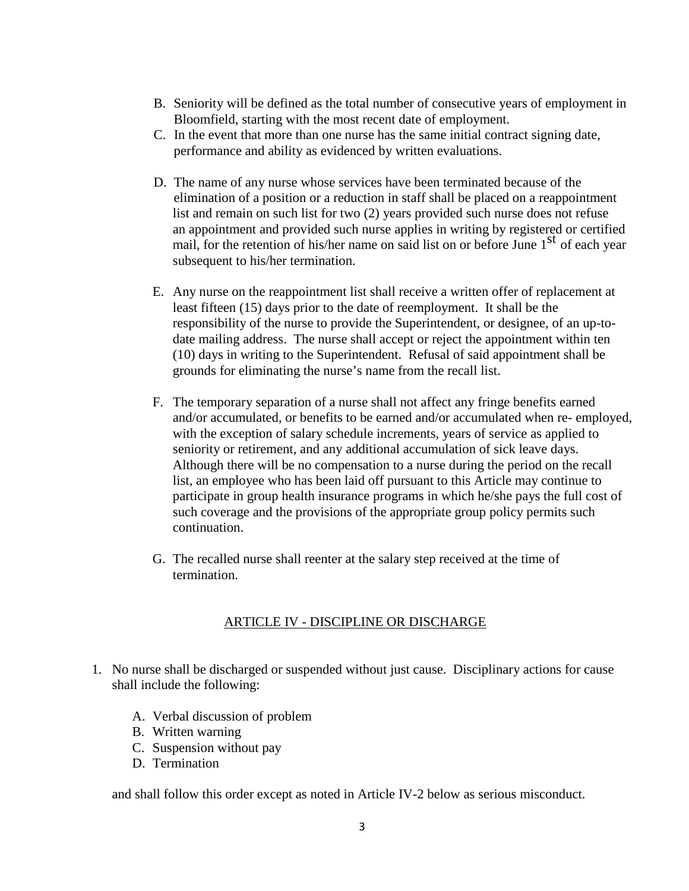B. Seniority will be defined as the total number of consecutive years of employment in Bloomfield, starting with the most recent date of employment.
C. In the event that more than one nurse has the same initial contract signing date, performance and ability as evidenced by written evaluations.

D. The name of any nurse whose services have been terminated because of the elimination of a position or a reduction in staff shall be placed on a reappointment list and remain on such list for two (2) years provided such nurse does not refuse an appointment and provided such nurse applies in writing by registered or certified mail, for the retention of his/her name on said list on or before June 1st of each year subsequent to his/her termination.

E. Any nurse on the reappointment list shall receive a written offer of replacement at least fifteen (15) days prior to the date of reemployment. It shall be the responsibility of the nurse to provide the Superintendent, or designee, of an up-to-date mailing address. The nurse shall accept or reject the appointment within ten (10) days in writing to the Superintendent. Refusal of said appointment shall be grounds for eliminating the nurse's name from the recall list.

F. The temporary separation of a nurse shall not affect any fringe benefits earned and/or accumulated, or benefits to be earned and/or accumulated when re- employed, with the exception of salary schedule increments, years of service as applied to seniority or retirement, and any additional accumulation of sick leave days. Although there will be no compensation to a nurse during the period on the recall list, an employee who has been laid off pursuant to this Article may continue to participate in group health insurance programs in which he/she pays the full cost of such coverage and the provisions of the appropriate group policy permits such continuation.

G. The recalled nurse shall reenter at the salary step received at the time of termination.

## ARTICLE IV - DISCIPLINE OR DISCHARGE

1. No nurse shall be discharged or suspended without just cause. Disciplinary actions for cause shall include the following:

   A. Verbal discussion of problem
   B. Written warning
   C. Suspension without pay
   D. Termination

   and shall follow this order except as noted in Article IV-2 below as serious misconduct.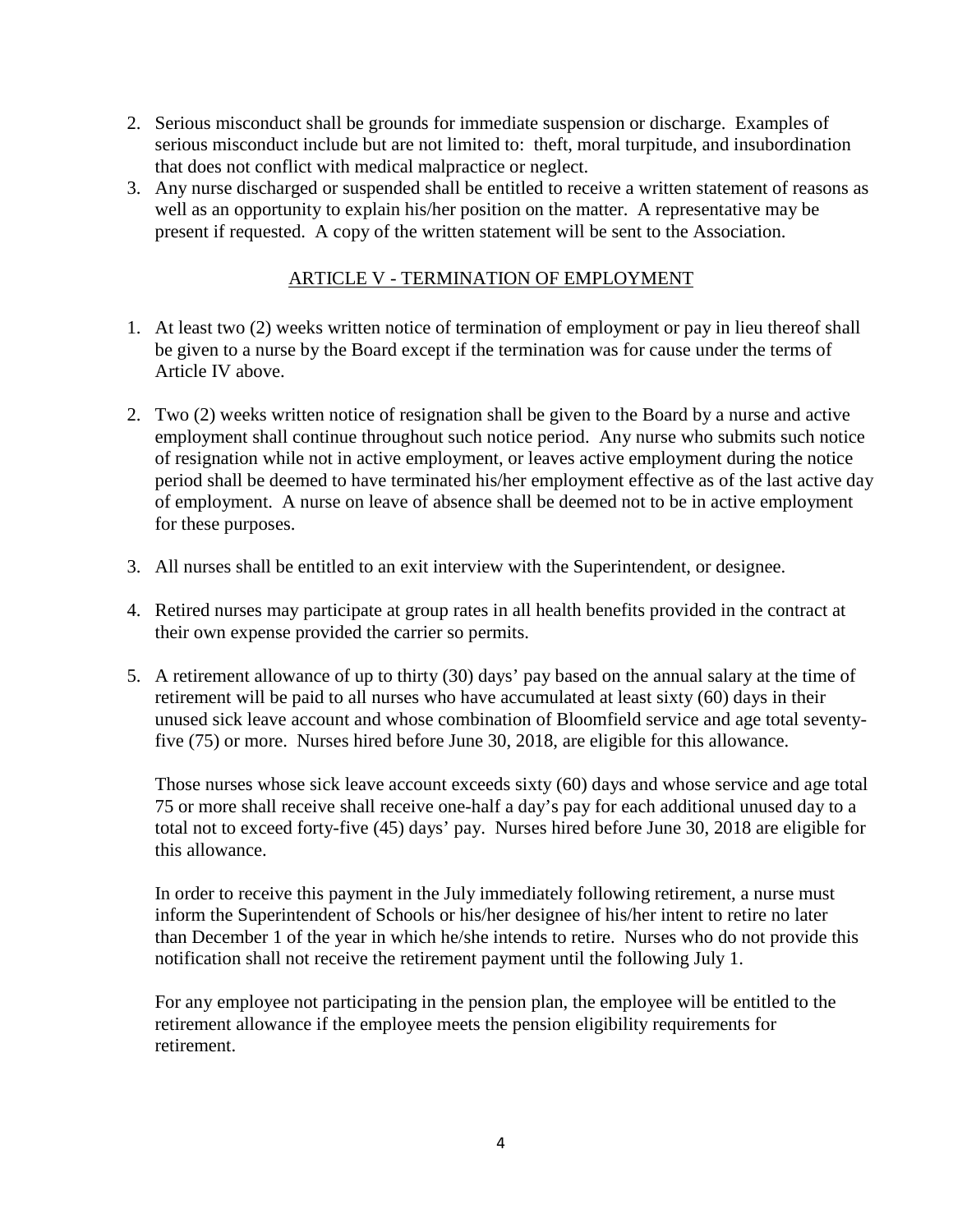2. Serious misconduct shall be grounds for immediate suspension or discharge. Examples of serious misconduct include but are not limited to: theft, moral turpitude, and insubordination that does not conflict with medical malpractice or neglect.
3. Any nurse discharged or suspended shall be entitled to receive a written statement of reasons as well as an opportunity to explain his/her position on the matter. A representative may be present if requested. A copy of the written statement will be sent to the Association.

## ARTICLE V - TERMINATION OF EMPLOYMENT

1. At least two (2) weeks written notice of termination of employment or pay in lieu thereof shall be given to a nurse by the Board except if the termination was for cause under the terms of Article IV above.

2. Two (2) weeks written notice of resignation shall be given to the Board by a nurse and active employment shall continue throughout such notice period. Any nurse who submits such notice of resignation while not in active employment, or leaves active employment during the notice period shall be deemed to have terminated his/her employment effective as of the last active day of employment. A nurse on leave of absence shall be deemed not to be in active employment for these purposes.

3. All nurses shall be entitled to an exit interview with the Superintendent, or designee.

4. Retired nurses may participate at group rates in all health benefits provided in the contract at their own expense provided the carrier so permits.

5. A retirement allowance of up to thirty (30) days' pay based on the annual salary at the time of retirement will be paid to all nurses who have accumulated at least sixty (60) days in their unused sick leave account and whose combination of Bloomfield service and age total seventy-five (75) or more. Nurses hired before June 30, 2018, are eligible for this allowance.

   Those nurses whose sick leave account exceeds sixty (60) days and whose service and age total 75 or more shall receive shall receive one-half a day's pay for each additional unused day to a total not to exceed forty-five (45) days' pay. Nurses hired before June 30, 2018 are eligible for this allowance.

   In order to receive this payment in the July immediately following retirement, a nurse must inform the Superintendent of Schools or his/her designee of his/her intent to retire no later than December 1 of the year in which he/she intends to retire. Nurses who do not provide this notification shall not receive the retirement payment until the following July 1.

   For any employee not participating in the pension plan, the employee will be entitled to the retirement allowance if the employee meets the pension eligibility requirements for retirement.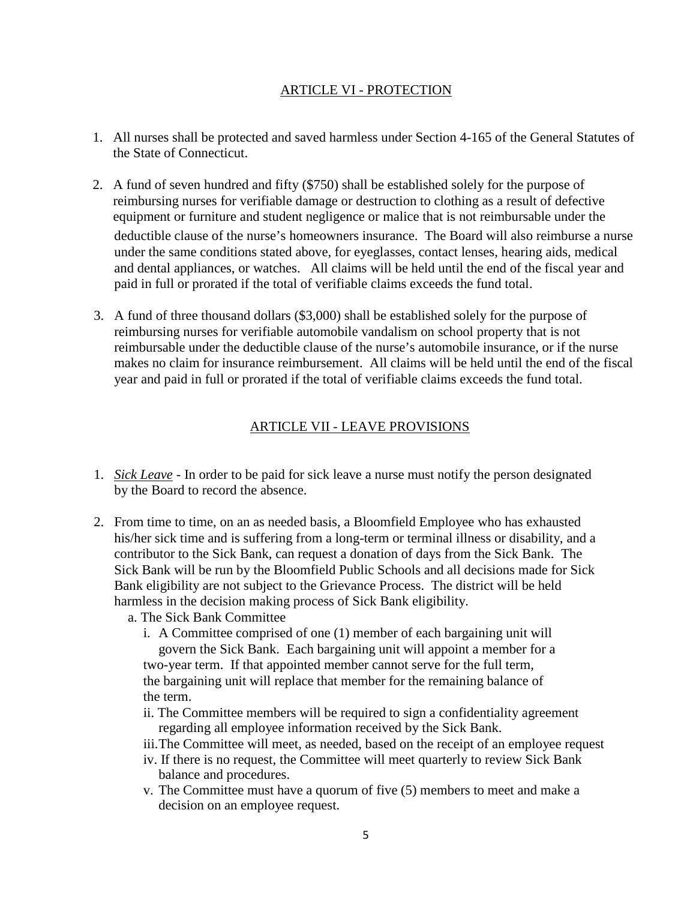## ARTICLE VI - PROTECTION

1. All nurses shall be protected and saved harmless under Section 4-165 of the General Statutes of the State of Connecticut.

2. A fund of seven hundred and fifty ($750) shall be established solely for the purpose of reimbursing nurses for verifiable damage or destruction to clothing as a result of defective equipment or furniture and student negligence or malice that is not reimbursable under the deductible clause of the nurse's homeowners insurance. The Board will also reimburse a nurse under the same conditions stated above, for eyeglasses, contact lenses, hearing aids, medical and dental appliances, or watches. All claims will be held until the end of the fiscal year and paid in full or prorated if the total of verifiable claims exceeds the fund total.

3. A fund of three thousand dollars ($3,000) shall be established solely for the purpose of reimbursing nurses for verifiable automobile vandalism on school property that is not reimbursable under the deductible clause of the nurse's automobile insurance, or if the nurse makes no claim for insurance reimbursement. All claims will be held until the end of the fiscal year and paid in full or prorated if the total of verifiable claims exceeds the fund total.

## ARTICLE VII - LEAVE PROVISIONS

1. ***Sick Leave*** - In order to be paid for sick leave a nurse must notify the person designated by the Board to record the absence.

2. From time to time, on an as needed basis, a Bloomfield Employee who has exhausted his/her sick time and is suffering from a long-term or terminal illness or disability, and a contributor to the Sick Bank, can request a donation of days from the Sick Bank. The Sick Bank will be run by the Bloomfield Public Schools and all decisions made for Sick Bank eligibility are not subject to the Grievance Process. The district will be held harmless in the decision making process of Sick Bank eligibility.
   a. The Sick Bank Committee
      i. A Committee comprised of one (1) member of each bargaining unit will govern the Sick Bank. Each bargaining unit will appoint a member for a two-year term. If that appointed member cannot serve for the full term, the bargaining unit will replace that member for the remaining balance of the term.
      ii. The Committee members will be required to sign a confidentiality agreement regarding all employee information received by the Sick Bank.
      iii. The Committee will meet, as needed, based on the receipt of an employee request
      iv. If there is no request, the Committee will meet quarterly to review Sick Bank balance and procedures.
      v. The Committee must have a quorum of five (5) members to meet and make a decision on an employee request.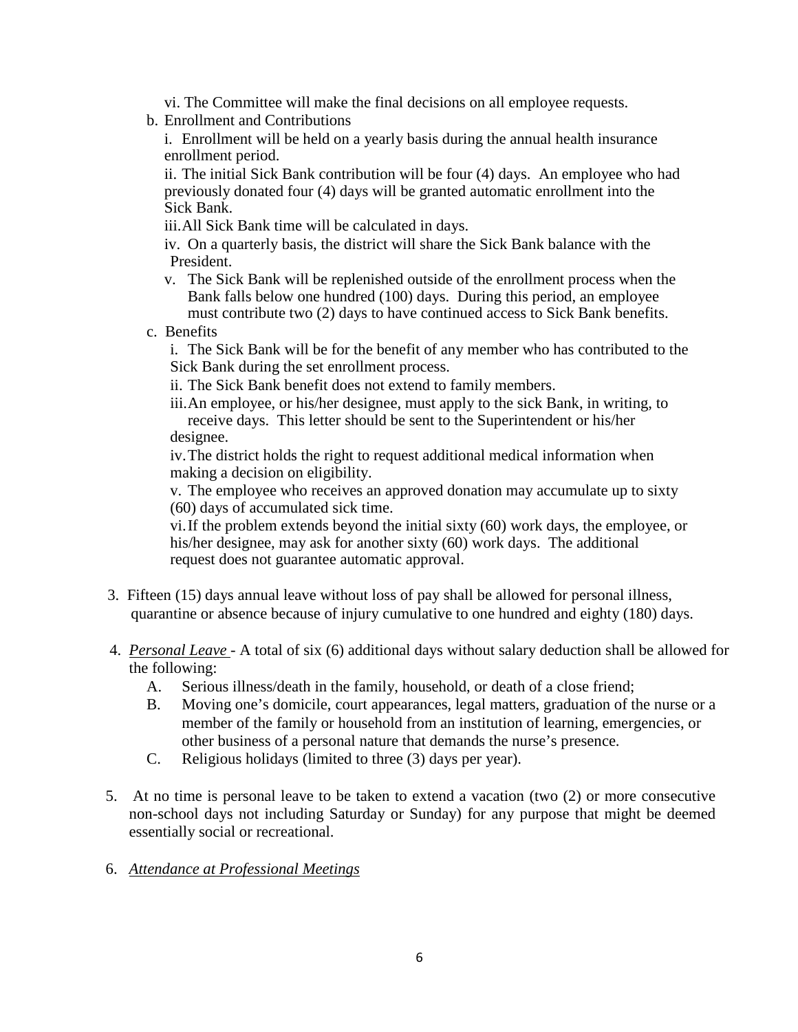vi. The Committee will make the final decisions on all employee requests.

b. Enrollment and Contributions

i. Enrollment will be held on a yearly basis during the annual health insurance enrollment period.

ii. The initial Sick Bank contribution will be four (4) days. An employee who had previously donated four (4) days will be granted automatic enrollment into the Sick Bank.

iii. All Sick Bank time will be calculated in days.

iv. On a quarterly basis, the district will share the Sick Bank balance with the President.

v. The Sick Bank will be replenished outside of the enrollment process when the Bank falls below one hundred (100) days. During this period, an employee must contribute two (2) days to have continued access to Sick Bank benefits.

c. Benefits

i. The Sick Bank will be for the benefit of any member who has contributed to the Sick Bank during the set enrollment process.

ii. The Sick Bank benefit does not extend to family members.

iii. An employee, or his/her designee, must apply to the sick Bank, in writing, to receive days. This letter should be sent to the Superintendent or his/her designee.

iv. The district holds the right to request additional medical information when making a decision on eligibility.

v. The employee who receives an approved donation may accumulate up to sixty (60) days of accumulated sick time.

vi. If the problem extends beyond the initial sixty (60) work days, the employee, or his/her designee, may ask for another sixty (60) work days. The additional request does not guarantee automatic approval.

3. Fifteen (15) days annual leave without loss of pay shall be allowed for personal illness, quarantine or absence because of injury cumulative to one hundred and eighty (180) days.

4. *Personal Leave* - A total of six (6) additional days without salary deduction shall be allowed for the following:

   A. Serious illness/death in the family, household, or death of a close friend;

   B. Moving one's domicile, court appearances, legal matters, graduation of the nurse or a member of the family or household from an institution of learning, emergencies, or other business of a personal nature that demands the nurse's presence.

   C. Religious holidays (limited to three (3) days per year).

5. At no time is personal leave to be taken to extend a vacation (two (2) or more consecutive non-school days not including Saturday or Sunday) for any purpose that might be deemed essentially social or recreational.

6. *Attendance at Professional Meetings*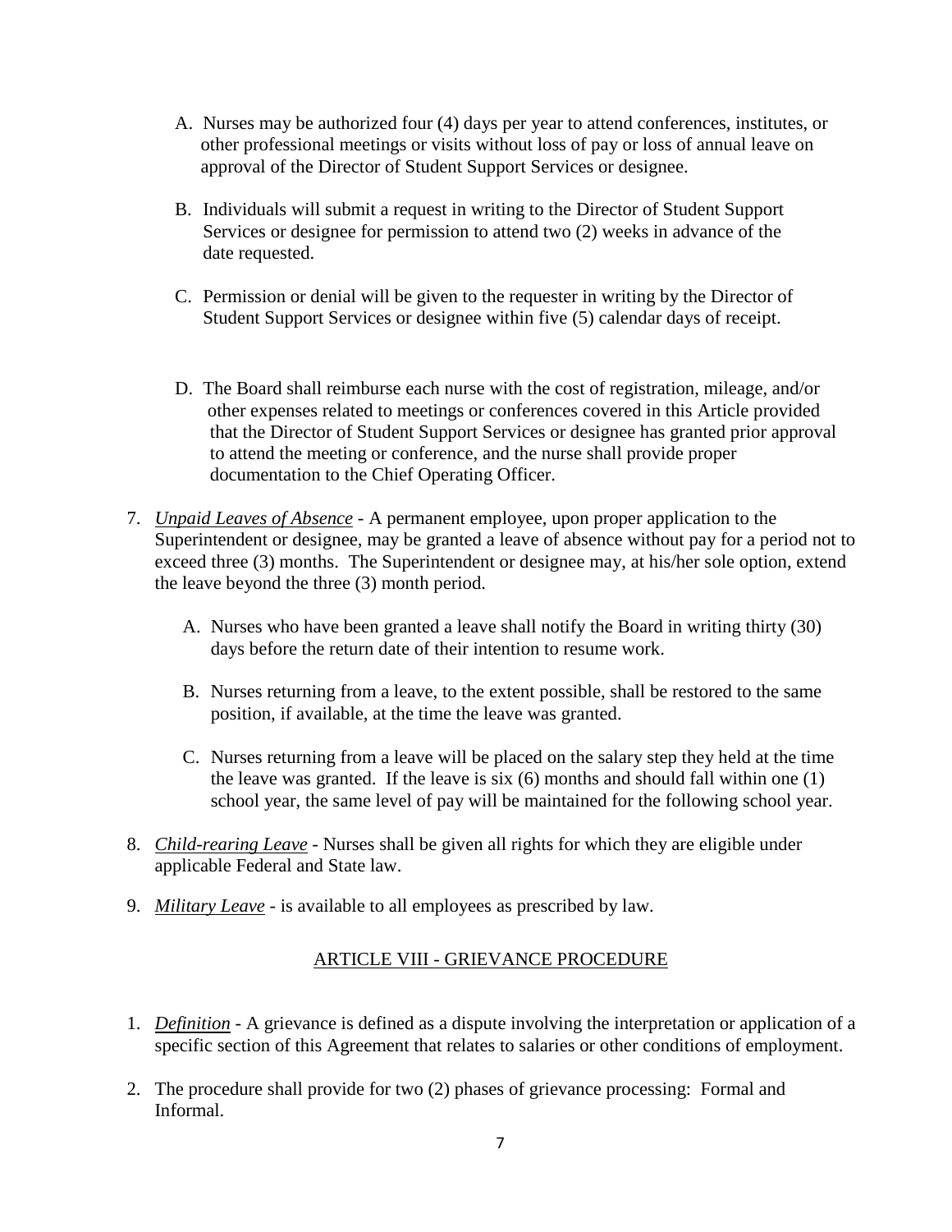A. Nurses may be authorized four (4) days per year to attend conferences, institutes, or other professional meetings or visits without loss of pay or loss of annual leave on approval of the Director of Student Support Services or designee.

B. Individuals will submit a request in writing to the Director of Student Support Services or designee for permission to attend two (2) weeks in advance of the date requested.

C. Permission or denial will be given to the requester in writing by the Director of Student Support Services or designee within five (5) calendar days of receipt.

D. The Board shall reimburse each nurse with the cost of registration, mileage, and/or other expenses related to meetings or conferences covered in this Article provided that the Director of Student Support Services or designee has granted prior approval to attend the meeting or conference, and the nurse shall provide proper documentation to the Chief Operating Officer.

7. *Unpaid Leaves of Absence* - A permanent employee, upon proper application to the Superintendent or designee, may be granted a leave of absence without pay for a period not to exceed three (3) months. The Superintendent or designee may, at his/her sole option, extend the leave beyond the three (3) month period.

   A. Nurses who have been granted a leave shall notify the Board in writing thirty (30) days before the return date of their intention to resume work.

   B. Nurses returning from a leave, to the extent possible, shall be restored to the same position, if available, at the time the leave was granted.

   C. Nurses returning from a leave will be placed on the salary step they held at the time the leave was granted. If the leave is six (6) months and should fall within one (1) school year, the same level of pay will be maintained for the following school year.

8. *Child-rearing Leave* - Nurses shall be given all rights for which they are eligible under applicable Federal and State law.

9. *Military Leave* - is available to all employees as prescribed by law.

## ARTICLE VIII - GRIEVANCE PROCEDURE

1. *Definition* - A grievance is defined as a dispute involving the interpretation or application of a specific section of this Agreement that relates to salaries or other conditions of employment.

2. The procedure shall provide for two (2) phases of grievance processing: Formal and Informal.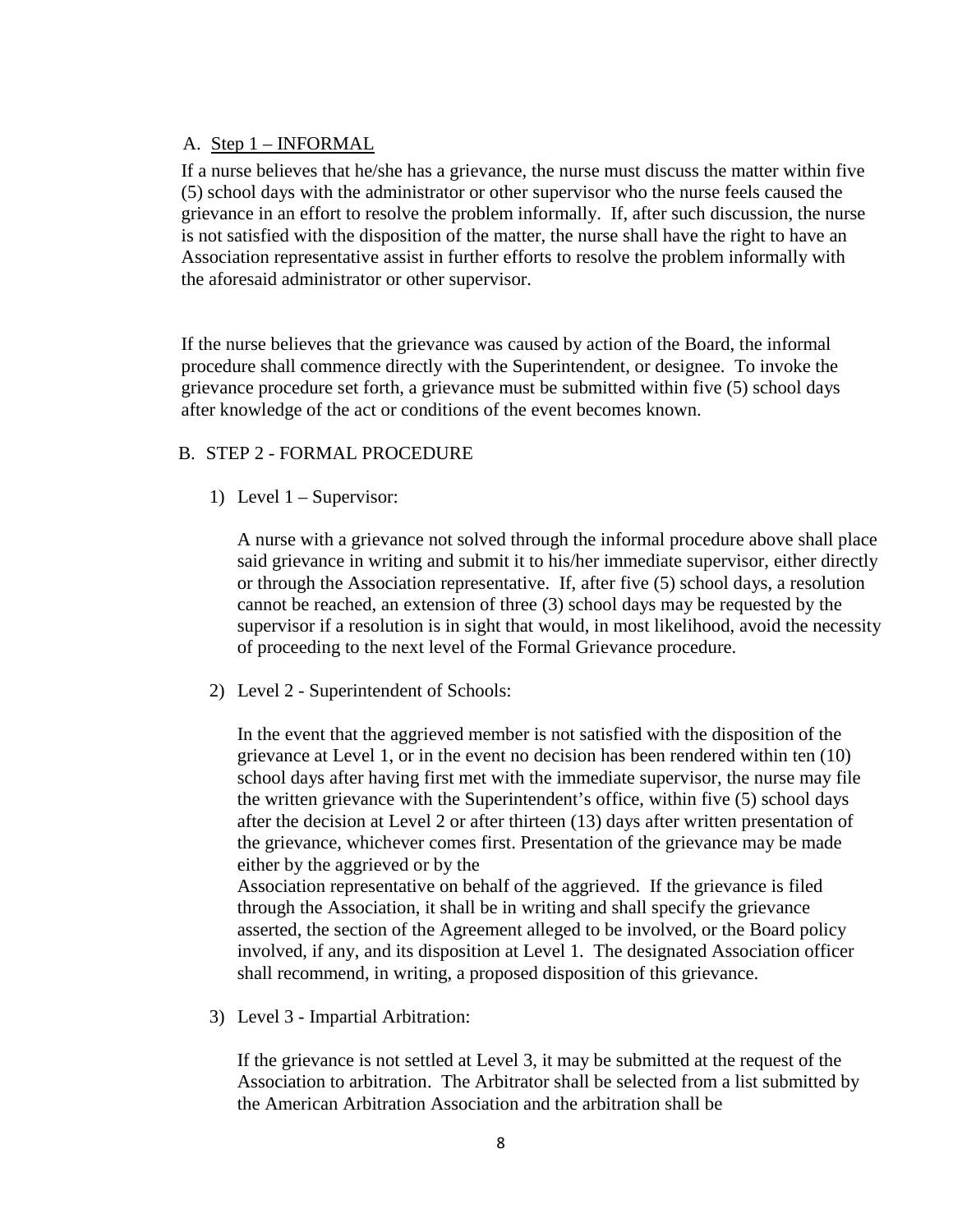A. Step 1 – INFORMAL

If a nurse believes that he/she has a grievance, the nurse must discuss the matter within five (5) school days with the administrator or other supervisor who the nurse feels caused the grievance in an effort to resolve the problem informally. If, after such discussion, the nurse is not satisfied with the disposition of the matter, the nurse shall have the right to have an Association representative assist in further efforts to resolve the problem informally with the aforesaid administrator or other supervisor.

If the nurse believes that the grievance was caused by action of the Board, the informal procedure shall commence directly with the Superintendent, or designee. To invoke the grievance procedure set forth, a grievance must be submitted within five (5) school days after knowledge of the act or conditions of the event becomes known.

B. STEP 2 - FORMAL PROCEDURE

1) Level 1 – Supervisor:

   A nurse with a grievance not solved through the informal procedure above shall place said grievance in writing and submit it to his/her immediate supervisor, either directly or through the Association representative. If, after five (5) school days, a resolution cannot be reached, an extension of three (3) school days may be requested by the supervisor if a resolution is in sight that would, in most likelihood, avoid the necessity of proceeding to the next level of the Formal Grievance procedure.

2) Level 2 - Superintendent of Schools:

   In the event that the aggrieved member is not satisfied with the disposition of the grievance at Level 1, or in the event no decision has been rendered within ten (10) school days after having first met with the immediate supervisor, the nurse may file the written grievance with the Superintendent's office, within five (5) school days after the decision at Level 2 or after thirteen (13) days after written presentation of the grievance, whichever comes first. Presentation of the grievance may be made either by the aggrieved or by the
   Association representative on behalf of the aggrieved. If the grievance is filed through the Association, it shall be in writing and shall specify the grievance asserted, the section of the Agreement alleged to be involved, or the Board policy involved, if any, and its disposition at Level 1. The designated Association officer shall recommend, in writing, a proposed disposition of this grievance.

3) Level 3 - Impartial Arbitration:

   If the grievance is not settled at Level 3, it may be submitted at the request of the Association to arbitration. The Arbitrator shall be selected from a list submitted by the American Arbitration Association and the arbitration shall be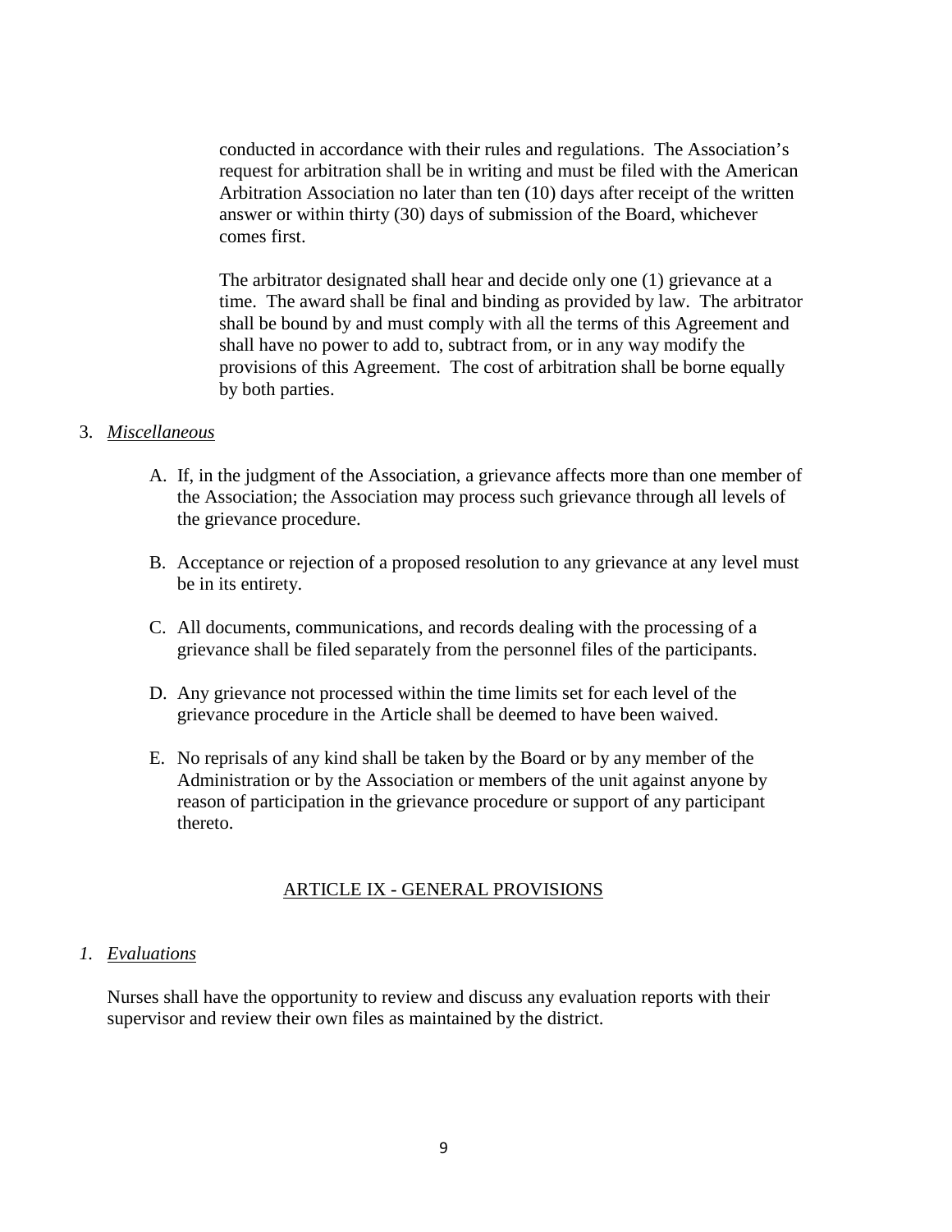conducted in accordance with their rules and regulations. The Association's request for arbitration shall be in writing and must be filed with the American Arbitration Association no later than ten (10) days after receipt of the written answer or within thirty (30) days of submission of the Board, whichever comes first.

The arbitrator designated shall hear and decide only one (1) grievance at a time. The award shall be final and binding as provided by law. The arbitrator shall be bound by and must comply with all the terms of this Agreement and shall have no power to add to, subtract from, or in any way modify the provisions of this Agreement. The cost of arbitration shall be borne equally by both parties.

3. *Miscellaneous*

   A. If, in the judgment of the Association, a grievance affects more than one member of the Association; the Association may process such grievance through all levels of the grievance procedure.

   B. Acceptance or rejection of a proposed resolution to any grievance at any level must be in its entirety.

   C. All documents, communications, and records dealing with the processing of a grievance shall be filed separately from the personnel files of the participants.

   D. Any grievance not processed within the time limits set for each level of the grievance procedure in the Article shall be deemed to have been waived.

   E. No reprisals of any kind shall be taken by the Board or by any member of the Administration or by the Association or members of the unit against anyone by reason of participation in the grievance procedure or support of any participant thereto.

## ARTICLE IX - GENERAL PROVISIONS

1. *Evaluations*

   Nurses shall have the opportunity to review and discuss any evaluation reports with their supervisor and review their own files as maintained by the district.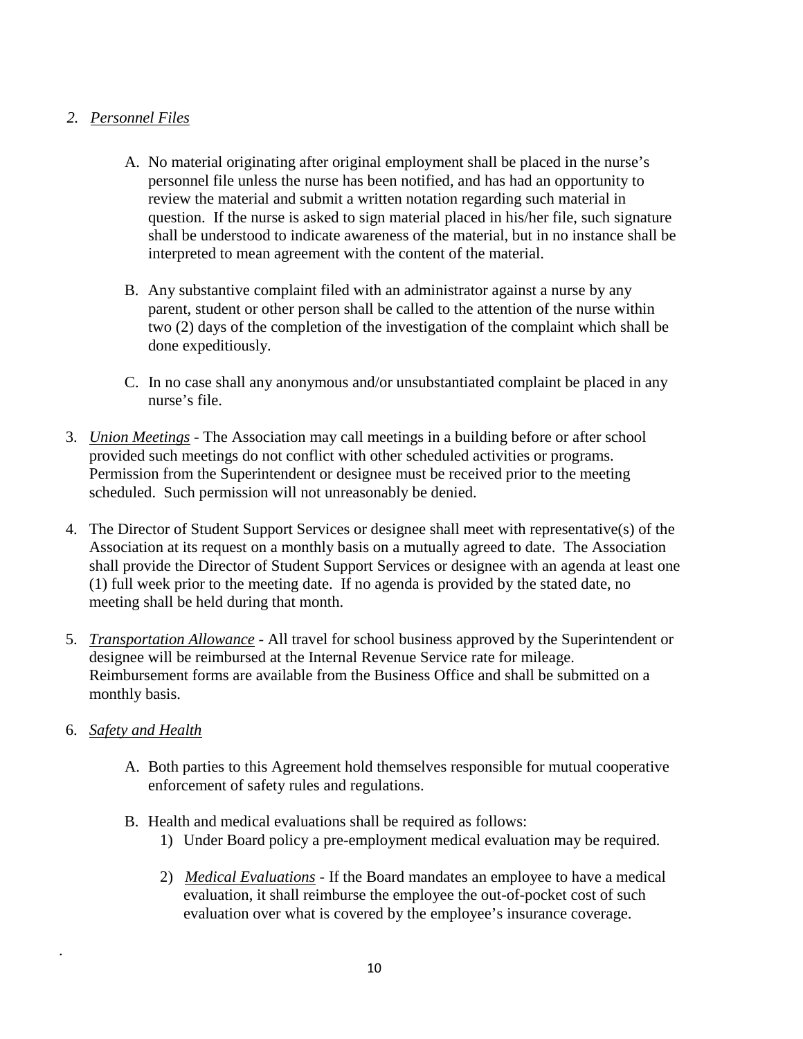2. *Personnel Files*

   A. No material originating after original employment shall be placed in the nurse's personnel file unless the nurse has been notified, and has had an opportunity to review the material and submit a written notation regarding such material in question. If the nurse is asked to sign material placed in his/her file, such signature shall be understood to indicate awareness of the material, but in no instance shall be interpreted to mean agreement with the content of the material.

   B. Any substantive complaint filed with an administrator against a nurse by any parent, student or other person shall be called to the attention of the nurse within two (2) days of the completion of the investigation of the complaint which shall be done expeditiously.

   C. In no case shall any anonymous and/or unsubstantiated complaint be placed in any nurse's file.

3. *Union Meetings* - The Association may call meetings in a building before or after school provided such meetings do not conflict with other scheduled activities or programs. Permission from the Superintendent or designee must be received prior to the meeting scheduled. Such permission will not unreasonably be denied.

4. The Director of Student Support Services or designee shall meet with representative(s) of the Association at its request on a monthly basis on a mutually agreed to date. The Association shall provide the Director of Student Support Services or designee with an agenda at least one (1) full week prior to the meeting date. If no agenda is provided by the stated date, no meeting shall be held during that month.

5. *Transportation Allowance* - All travel for school business approved by the Superintendent or designee will be reimbursed at the Internal Revenue Service rate for mileage. Reimbursement forms are available from the Business Office and shall be submitted on a monthly basis.

6. *Safety and Health*

   A. Both parties to this Agreement hold themselves responsible for mutual cooperative enforcement of safety rules and regulations.

   B. Health and medical evaluations shall be required as follows:

      1) Under Board policy a pre-employment medical evaluation may be required.

      2) *Medical Evaluations* - If the Board mandates an employee to have a medical evaluation, it shall reimburse the employee the out-of-pocket cost of such evaluation over what is covered by the employee's insurance coverage.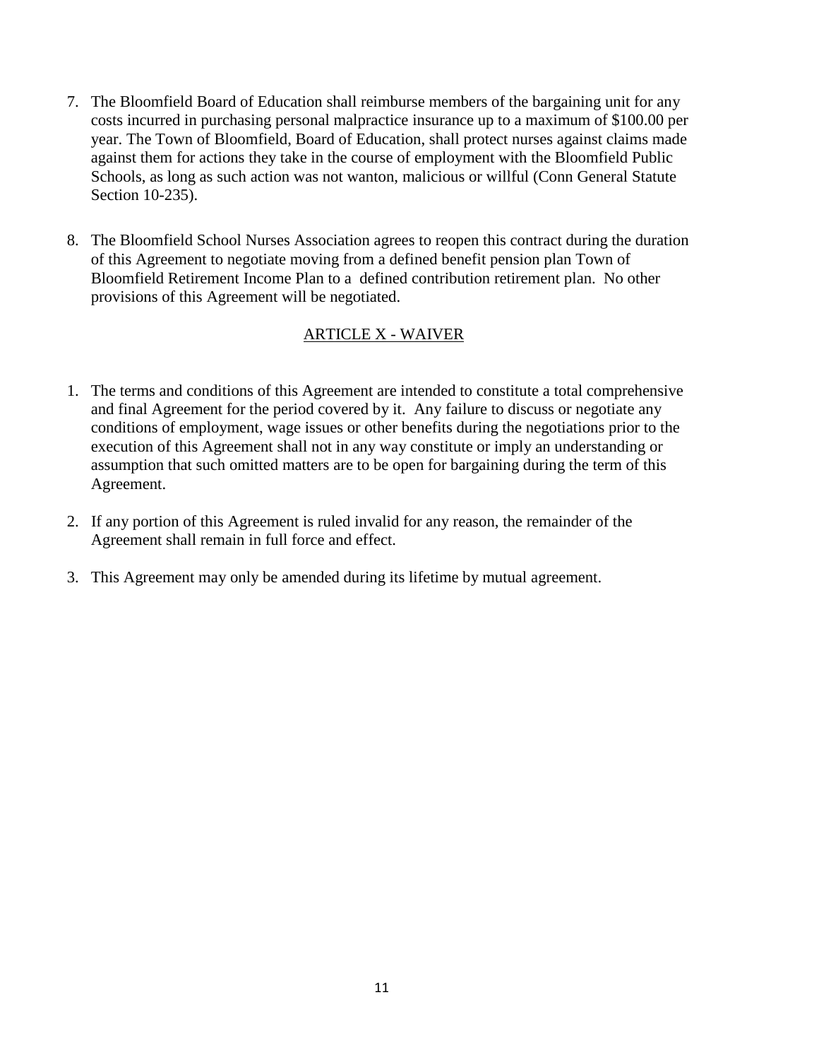7. The Bloomfield Board of Education shall reimburse members of the bargaining unit for any costs incurred in purchasing personal malpractice insurance up to a maximum of $100.00 per year. The Town of Bloomfield, Board of Education, shall protect nurses against claims made against them for actions they take in the course of employment with the Bloomfield Public Schools, as long as such action was not wanton, malicious or willful (Conn General Statute Section 10-235).

8. The Bloomfield School Nurses Association agrees to reopen this contract during the duration of this Agreement to negotiate moving from a defined benefit pension plan Town of Bloomfield Retirement Income Plan to a defined contribution retirement plan. No other provisions of this Agreement will be negotiated.

## ARTICLE X - WAIVER

1. The terms and conditions of this Agreement are intended to constitute a total comprehensive and final Agreement for the period covered by it. Any failure to discuss or negotiate any conditions of employment, wage issues or other benefits during the negotiations prior to the execution of this Agreement shall not in any way constitute or imply an understanding or assumption that such omitted matters are to be open for bargaining during the term of this Agreement.

2. If any portion of this Agreement is ruled invalid for any reason, the remainder of the Agreement shall remain in full force and effect.

3. This Agreement may only be amended during its lifetime by mutual agreement.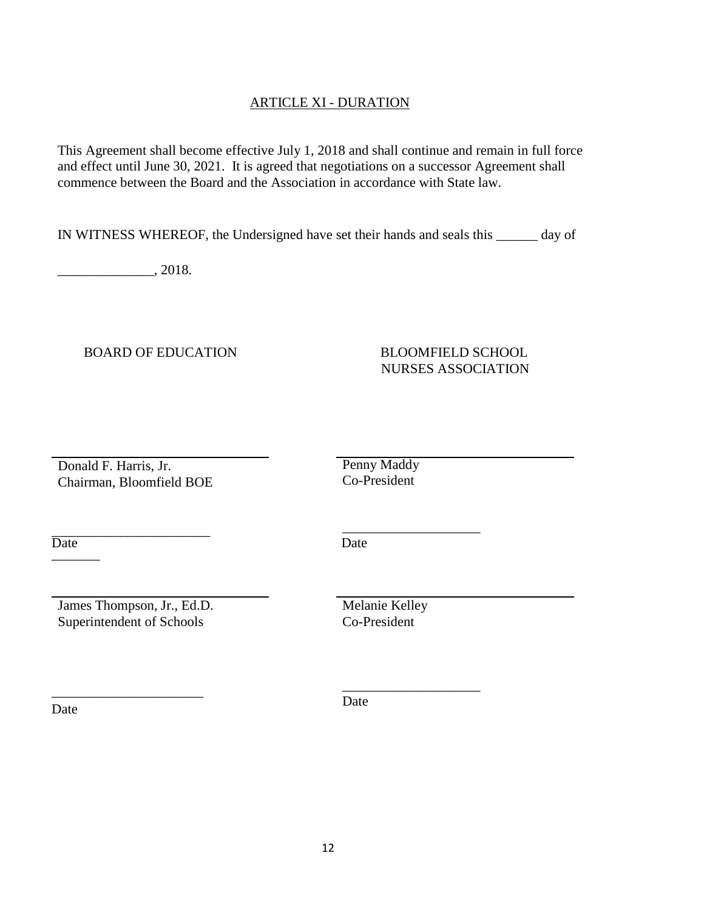## ARTICLE XI - DURATION

This Agreement shall become effective July 1, 2018 and shall continue and remain in full force and effect until June 30, 2021. It is agreed that negotiations on a successor Agreement shall commence between the Board and the Association in accordance with State law.

IN WITNESS WHEREOF, the Undersigned have set their hands and seals this ______ day of

______________, 2018.

BOARD OF EDUCATION

______________________________
Donald F. Harris, Jr.
Chairman, Bloomfield BOE

______________________________
Date

______________________________
James Thompson, Jr., Ed.D.
Superintendent of Schools

______________________________
Date

BLOOMFIELD SCHOOL NURSES ASSOCIATION

______________________________
Penny Maddy
Co-President

______________________________
Date

______________________________
Melanie Kelley
Co-President

______________________________
Date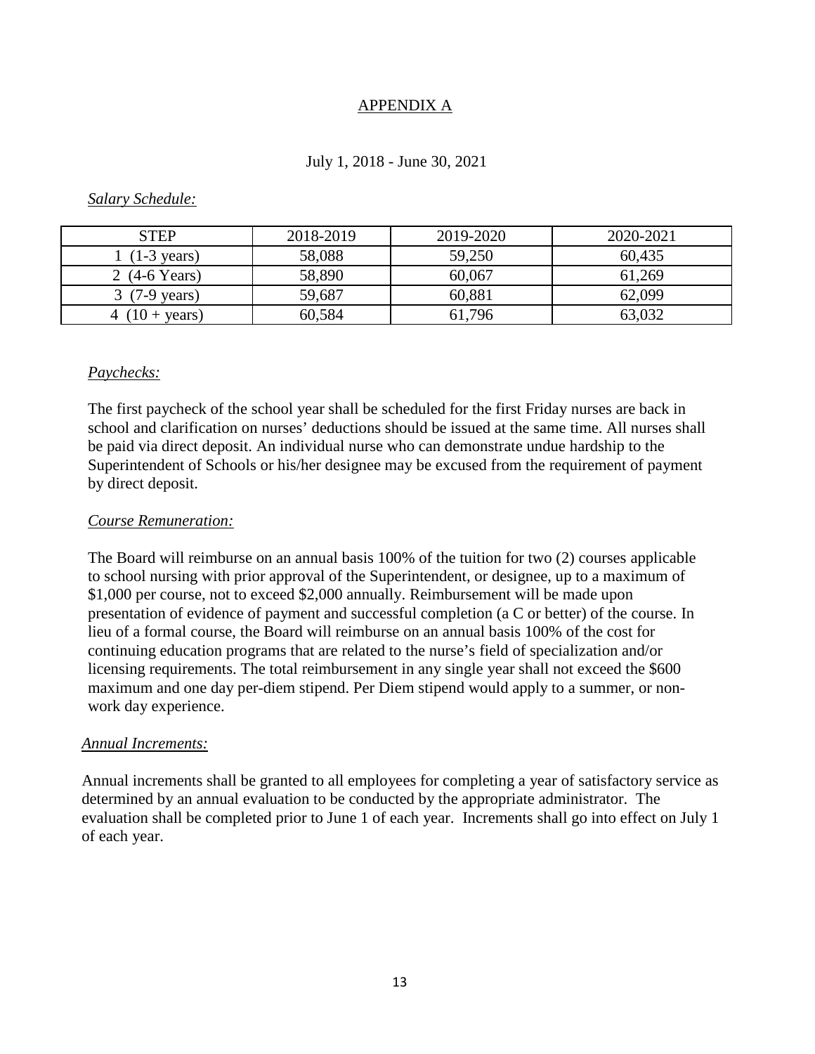## APPENDIX A

July 1, 2018 - June 30, 2021

*Salary Schedule:*

| STEP | 2018-2019 | 2019-2020 | 2020-2021 |
|---|---|---|---|
| 1 (1-3 years) | 58,088 | 59,250 | 60,435 |
| 2 (4-6 Years) | 58,890 | 60,067 | 61,269 |
| 3 (7-9 years) | 59,687 | 60,881 | 62,099 |
| 4 (10 + years) | 60,584 | 61,796 | 63,032 |

*Paychecks:*

The first paycheck of the school year shall be scheduled for the first Friday nurses are back in school and clarification on nurses' deductions should be issued at the same time. All nurses shall be paid via direct deposit. An individual nurse who can demonstrate undue hardship to the Superintendent of Schools or his/her designee may be excused from the requirement of payment by direct deposit.

*Course Remuneration:*

The Board will reimburse on an annual basis 100% of the tuition for two (2) courses applicable to school nursing with prior approval of the Superintendent, or designee, up to a maximum of $1,000 per course, not to exceed $2,000 annually. Reimbursement will be made upon presentation of evidence of payment and successful completion (a C or better) of the course. In lieu of a formal course, the Board will reimburse on an annual basis 100% of the cost for continuing education programs that are related to the nurse's field of specialization and/or licensing requirements. The total reimbursement in any single year shall not exceed the $600 maximum and one day per-diem stipend. Per Diem stipend would apply to a summer, or non-work day experience.

*Annual Increments:*

Annual increments shall be granted to all employees for completing a year of satisfactory service as determined by an annual evaluation to be conducted by the appropriate administrator. The evaluation shall be completed prior to June 1 of each year. Increments shall go into effect on July 1 of each year.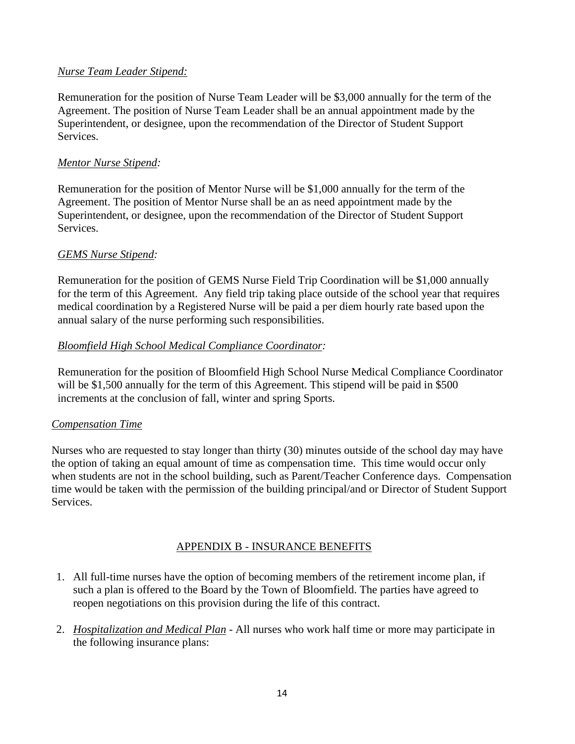*Nurse Team Leader Stipend:*

Remuneration for the position of Nurse Team Leader will be $3,000 annually for the term of the Agreement. The position of Nurse Team Leader shall be an annual appointment made by the Superintendent, or designee, upon the recommendation of the Director of Student Support Services.

*Mentor Nurse Stipend:*

Remuneration for the position of Mentor Nurse will be $1,000 annually for the term of the Agreement. The position of Mentor Nurse shall be an as need appointment made by the Superintendent, or designee, upon the recommendation of the Director of Student Support Services.

*GEMS Nurse Stipend:*

Remuneration for the position of GEMS Nurse Field Trip Coordination will be $1,000 annually for the term of this Agreement. Any field trip taking place outside of the school year that requires medical coordination by a Registered Nurse will be paid a per diem hourly rate based upon the annual salary of the nurse performing such responsibilities.

*Bloomfield High School Medical Compliance Coordinator:*

Remuneration for the position of Bloomfield High School Nurse Medical Compliance Coordinator will be $1,500 annually for the term of this Agreement. This stipend will be paid in $500 increments at the conclusion of fall, winter and spring Sports.

*Compensation Time*

Nurses who are requested to stay longer than thirty (30) minutes outside of the school day may have the option of taking an equal amount of time as compensation time. This time would occur only when students are not in the school building, such as Parent/Teacher Conference days. Compensation time would be taken with the permission of the building principal/and or Director of Student Support Services.

## APPENDIX B - INSURANCE BENEFITS

1. All full-time nurses have the option of becoming members of the retirement income plan, if such a plan is offered to the Board by the Town of Bloomfield. The parties have agreed to reopen negotiations on this provision during the life of this contract.

2. *Hospitalization and Medical Plan* - All nurses who work half time or more may participate in the following insurance plans: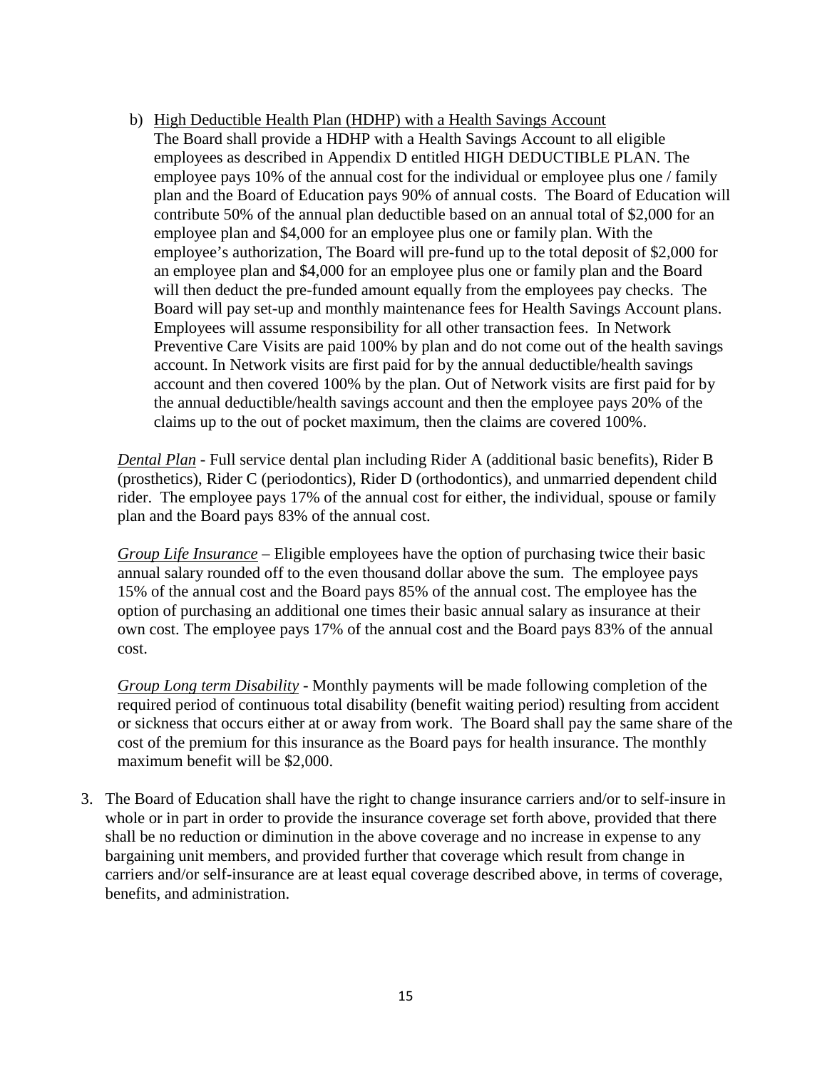b) <u>High Deductible Health Plan (HDHP) with a Health Savings Account</u>
   The Board shall provide a HDHP with a Health Savings Account to all eligible employees as described in Appendix D entitled HIGH DEDUCTIBLE PLAN. The employee pays 10% of the annual cost for the individual or employee plus one / family plan and the Board of Education pays 90% of annual costs. The Board of Education will contribute 50% of the annual plan deductible based on an annual total of $2,000 for an employee plan and $4,000 for an employee plus one or family plan. With the employee's authorization, The Board will pre-fund up to the total deposit of $2,000 for an employee plan and $4,000 for an employee plus one or family plan and the Board will then deduct the pre-funded amount equally from the employees pay checks. The Board will pay set-up and monthly maintenance fees for Health Savings Account plans. Employees will assume responsibility for all other transaction fees. In Network Preventive Care Visits are paid 100% by plan and do not come out of the health savings account. In Network visits are first paid for by the annual deductible/health savings account and then covered 100% by the plan. Out of Network visits are first paid for by the annual deductible/health savings account and then the employee pays 20% of the claims up to the out of pocket maximum, then the claims are covered 100%.

*<u>Dental Plan</u>* - Full service dental plan including Rider A (additional basic benefits), Rider B (prosthetics), Rider C (periodontics), Rider D (orthodontics), and unmarried dependent child rider. The employee pays 17% of the annual cost for either, the individual, spouse or family plan and the Board pays 83% of the annual cost.

*<u>Group Life Insurance</u>* – Eligible employees have the option of purchasing twice their basic annual salary rounded off to the even thousand dollar above the sum. The employee pays 15% of the annual cost and the Board pays 85% of the annual cost. The employee has the option of purchasing an additional one times their basic annual salary as insurance at their own cost. The employee pays 17% of the annual cost and the Board pays 83% of the annual cost.

*<u>Group Long term Disability</u>* - Monthly payments will be made following completion of the required period of continuous total disability (benefit waiting period) resulting from accident or sickness that occurs either at or away from work. The Board shall pay the same share of the cost of the premium for this insurance as the Board pays for health insurance. The monthly maximum benefit will be $2,000.

3. The Board of Education shall have the right to change insurance carriers and/or to self-insure in whole or in part in order to provide the insurance coverage set forth above, provided that there shall be no reduction or diminution in the above coverage and no increase in expense to any bargaining unit members, and provided further that coverage which result from change in carriers and/or self-insurance are at least equal coverage described above, in terms of coverage, benefits, and administration.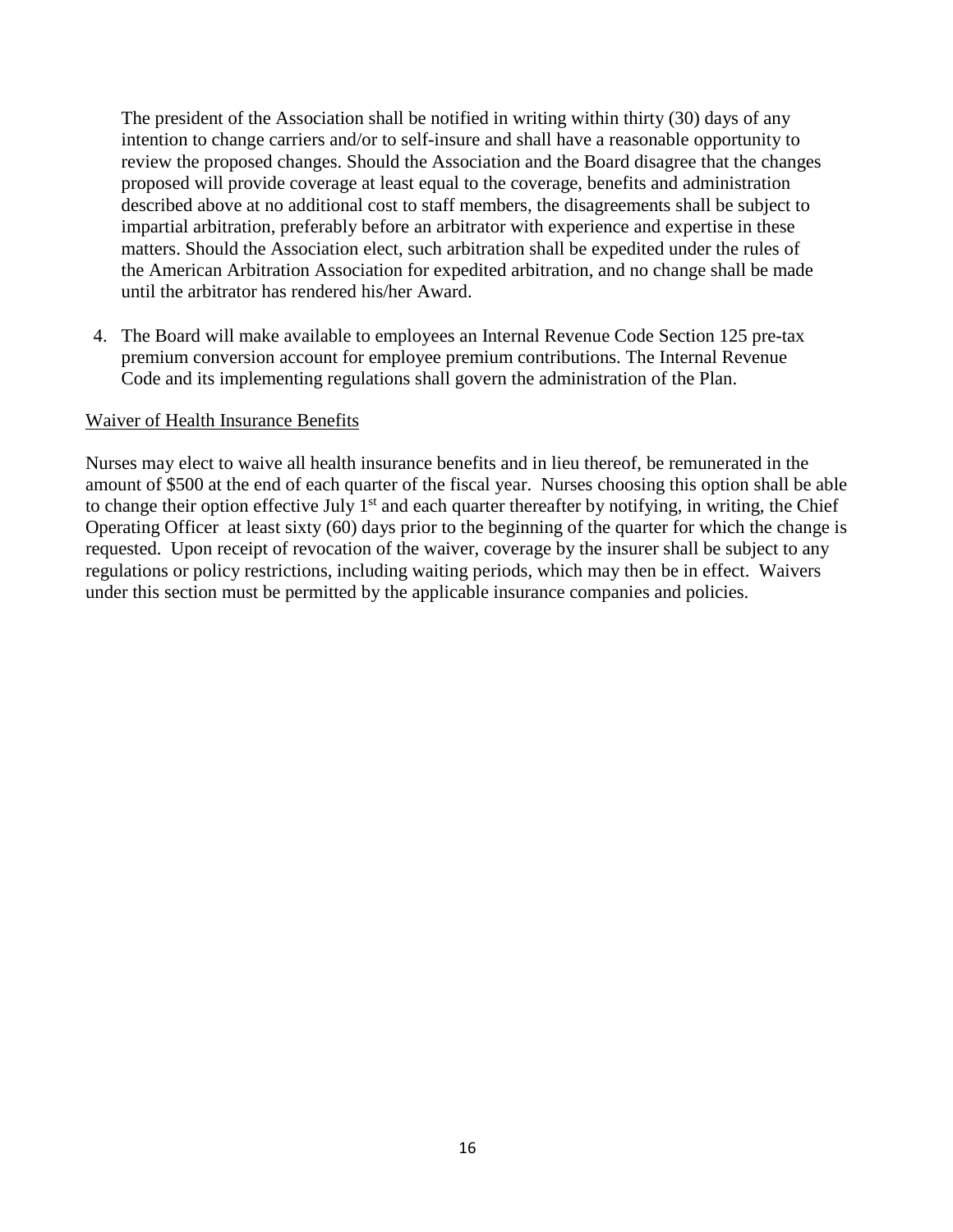The president of the Association shall be notified in writing within thirty (30) days of any intention to change carriers and/or to self-insure and shall have a reasonable opportunity to review the proposed changes. Should the Association and the Board disagree that the changes proposed will provide coverage at least equal to the coverage, benefits and administration described above at no additional cost to staff members, the disagreements shall be subject to impartial arbitration, preferably before an arbitrator with experience and expertise in these matters. Should the Association elect, such arbitration shall be expedited under the rules of the American Arbitration Association for expedited arbitration, and no change shall be made until the arbitrator has rendered his/her Award.

4. The Board will make available to employees an Internal Revenue Code Section 125 pre-tax premium conversion account for employee premium contributions. The Internal Revenue Code and its implementing regulations shall govern the administration of the Plan.

Waiver of Health Insurance Benefits

Nurses may elect to waive all health insurance benefits and in lieu thereof, be remunerated in the amount of $500 at the end of each quarter of the fiscal year. Nurses choosing this option shall be able to change their option effective July 1st and each quarter thereafter by notifying, in writing, the Chief Operating Officer at least sixty (60) days prior to the beginning of the quarter for which the change is requested. Upon receipt of revocation of the waiver, coverage by the insurer shall be subject to any regulations or policy restrictions, including waiting periods, which may then be in effect. Waivers under this section must be permitted by the applicable insurance companies and policies.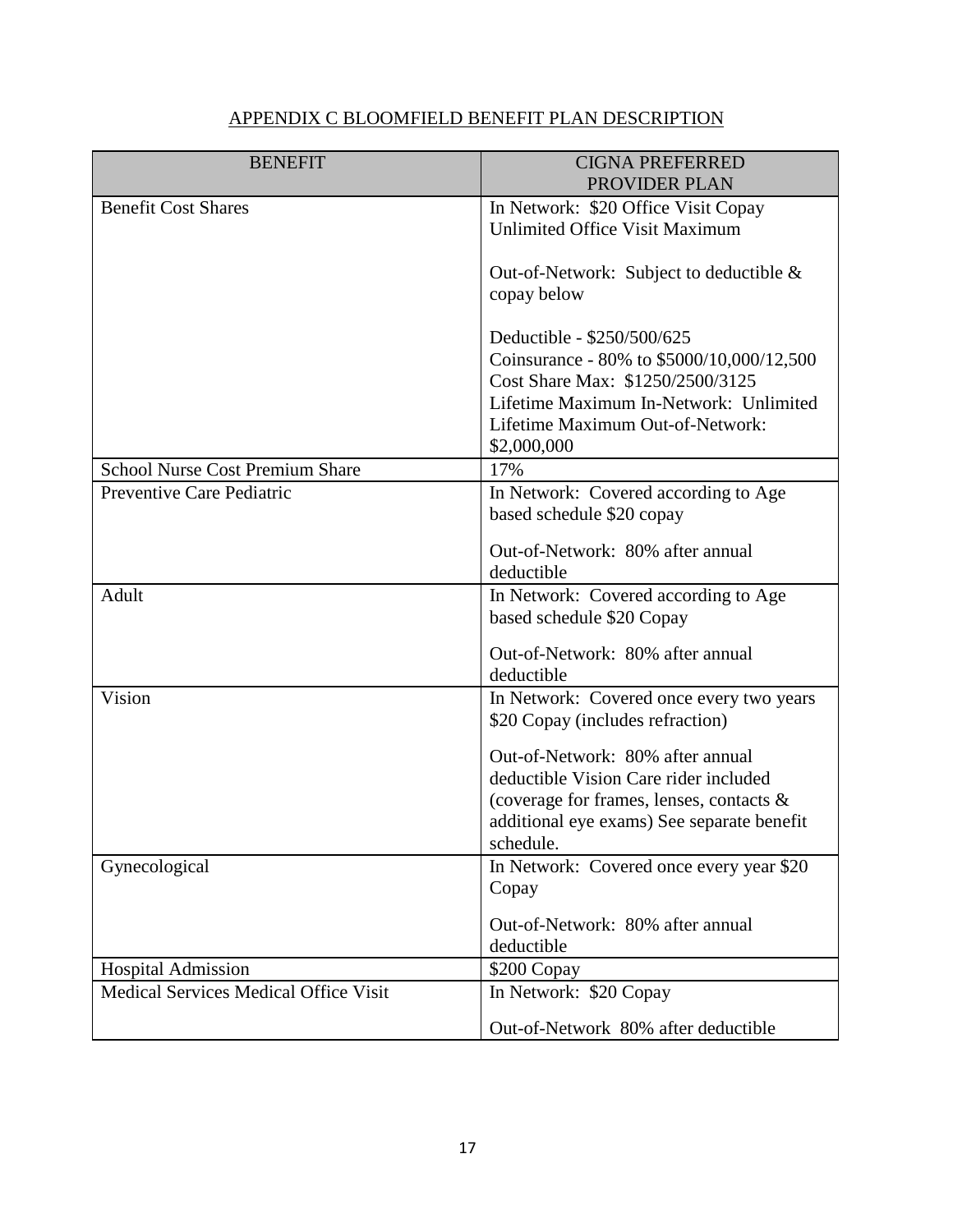## APPENDIX C BLOOMFIELD BENEFIT PLAN DESCRIPTION

| BENEFIT | CIGNA PREFERRED PROVIDER PLAN |
|---|---|
| Benefit Cost Shares | In Network: $20 Office Visit Copay<br>Unlimited Office Visit Maximum<br><br>Out-of-Network: Subject to deductible & copay below<br><br>Deductible - $250/500/625<br>Coinsurance - 80% to $5000/10,000/12,500<br>Cost Share Max: $1250/2500/3125<br>Lifetime Maximum In-Network: Unlimited<br>Lifetime Maximum Out-of-Network: $2,000,000 |
| School Nurse Cost Premium Share | 17% |
| Preventive Care Pediatric | In Network: Covered according to Age based schedule $20 copay<br><br>Out-of-Network: 80% after annual deductible |
| Adult | In Network: Covered according to Age based schedule $20 Copay<br><br>Out-of-Network: 80% after annual deductible |
| Vision | In Network: Covered once every two years $20 Copay (includes refraction)<br><br>Out-of-Network: 80% after annual deductible Vision Care rider included (coverage for frames, lenses, contacts & additional eye exams) See separate benefit schedule. |
| Gynecological | In Network: Covered once every year $20 Copay<br><br>Out-of-Network: 80% after annual deductible |
| Hospital Admission | $200 Copay |
| Medical Services Medical Office Visit | In Network: $20 Copay<br><br>Out-of-Network 80% after deductible |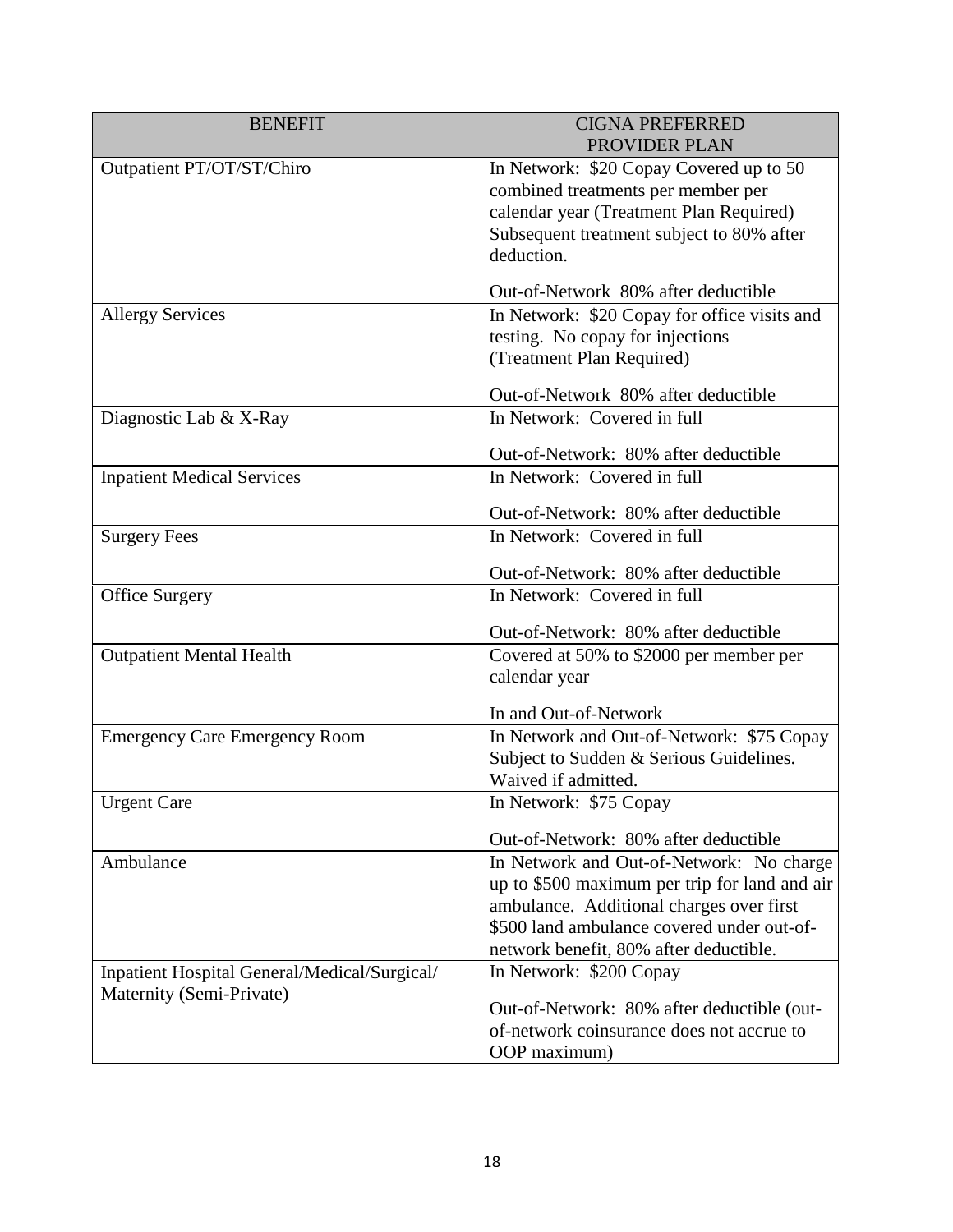| BENEFIT | CIGNA PREFERRED PROVIDER PLAN |
|---|---|
| Outpatient PT/OT/ST/Chiro | In Network: $20 Copay Covered up to 50 combined treatments per member per calendar year (Treatment Plan Required) Subsequent treatment subject to 80% after deduction.<br><br>Out-of-Network 80% after deductible |
| Allergy Services | In Network: $20 Copay for office visits and testing. No copay for injections (Treatment Plan Required)<br><br>Out-of-Network 80% after deductible |
| Diagnostic Lab & X-Ray | In Network: Covered in full<br><br>Out-of-Network: 80% after deductible |
| Inpatient Medical Services | In Network: Covered in full<br><br>Out-of-Network: 80% after deductible |
| Surgery Fees | In Network: Covered in full<br><br>Out-of-Network: 80% after deductible |
| Office Surgery | In Network: Covered in full<br><br>Out-of-Network: 80% after deductible |
| Outpatient Mental Health | Covered at 50% to $2000 per member per calendar year<br><br>In and Out-of-Network |
| Emergency Care Emergency Room | In Network and Out-of-Network: $75 Copay Subject to Sudden & Serious Guidelines. Waived if admitted. |
| Urgent Care | In Network: $75 Copay<br><br>Out-of-Network: 80% after deductible |
| Ambulance | In Network and Out-of-Network: No charge up to $500 maximum per trip for land and air ambulance. Additional charges over first $500 land ambulance covered under out-of-network benefit, 80% after deductible. |
| Inpatient Hospital General/Medical/Surgical/ Maternity (Semi-Private) | In Network: $200 Copay<br><br>Out-of-Network: 80% after deductible (out-of-network coinsurance does not accrue to OOP maximum) |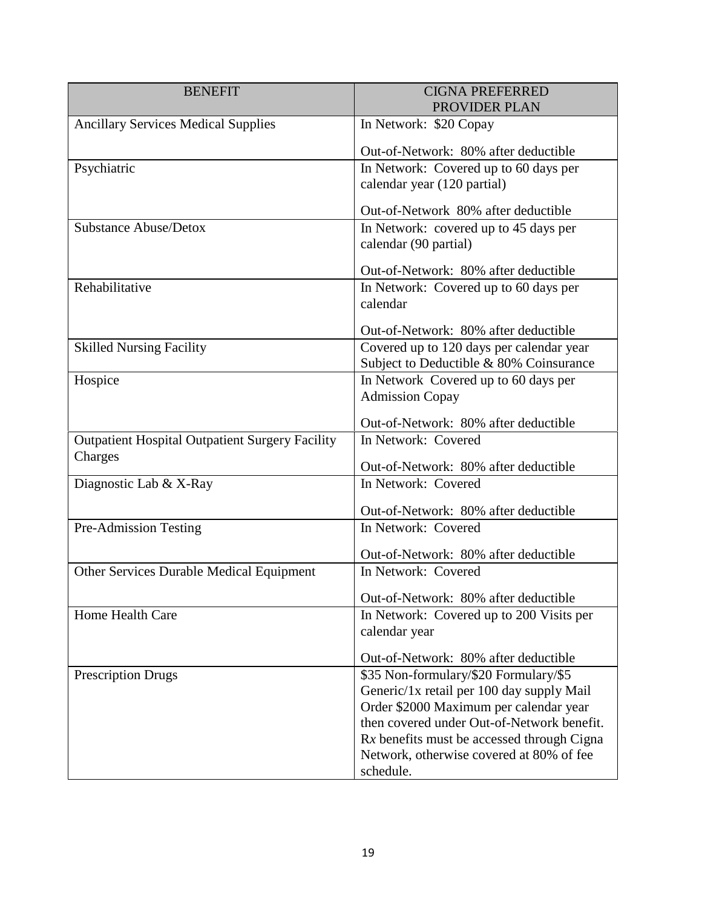| BENEFIT | CIGNA PREFERRED PROVIDER PLAN |
|---|---|
| Ancillary Services Medical Supplies | In Network: $20 Copay<br><br>Out-of-Network: 80% after deductible |
| Psychiatric | In Network: Covered up to 60 days per calendar year (120 partial)<br><br>Out-of-Network 80% after deductible |
| Substance Abuse/Detox | In Network: covered up to 45 days per calendar (90 partial)<br><br>Out-of-Network: 80% after deductible |
| Rehabilitative | In Network: Covered up to 60 days per calendar<br><br>Out-of-Network: 80% after deductible |
| Skilled Nursing Facility | Covered up to 120 days per calendar year Subject to Deductible & 80% Coinsurance |
| Hospice | In Network Covered up to 60 days per Admission Copay<br><br>Out-of-Network: 80% after deductible |
| Outpatient Hospital Outpatient Surgery Facility Charges | In Network: Covered<br><br>Out-of-Network: 80% after deductible |
| Diagnostic Lab & X-Ray | In Network: Covered<br><br>Out-of-Network: 80% after deductible |
| Pre-Admission Testing | In Network: Covered<br><br>Out-of-Network: 80% after deductible |
| Other Services Durable Medical Equipment | In Network: Covered<br><br>Out-of-Network: 80% after deductible |
| Home Health Care | In Network: Covered up to 200 Visits per calendar year<br><br>Out-of-Network: 80% after deductible |
| Prescription Drugs | $35 Non-formulary/$20 Formulary/$5 Generic/1x retail per 100 day supply Mail Order $2000 Maximum per calendar year then covered under Out-of-Network benefit. R*x* benefits must be accessed through Cigna Network, otherwise covered at 80% of fee schedule. |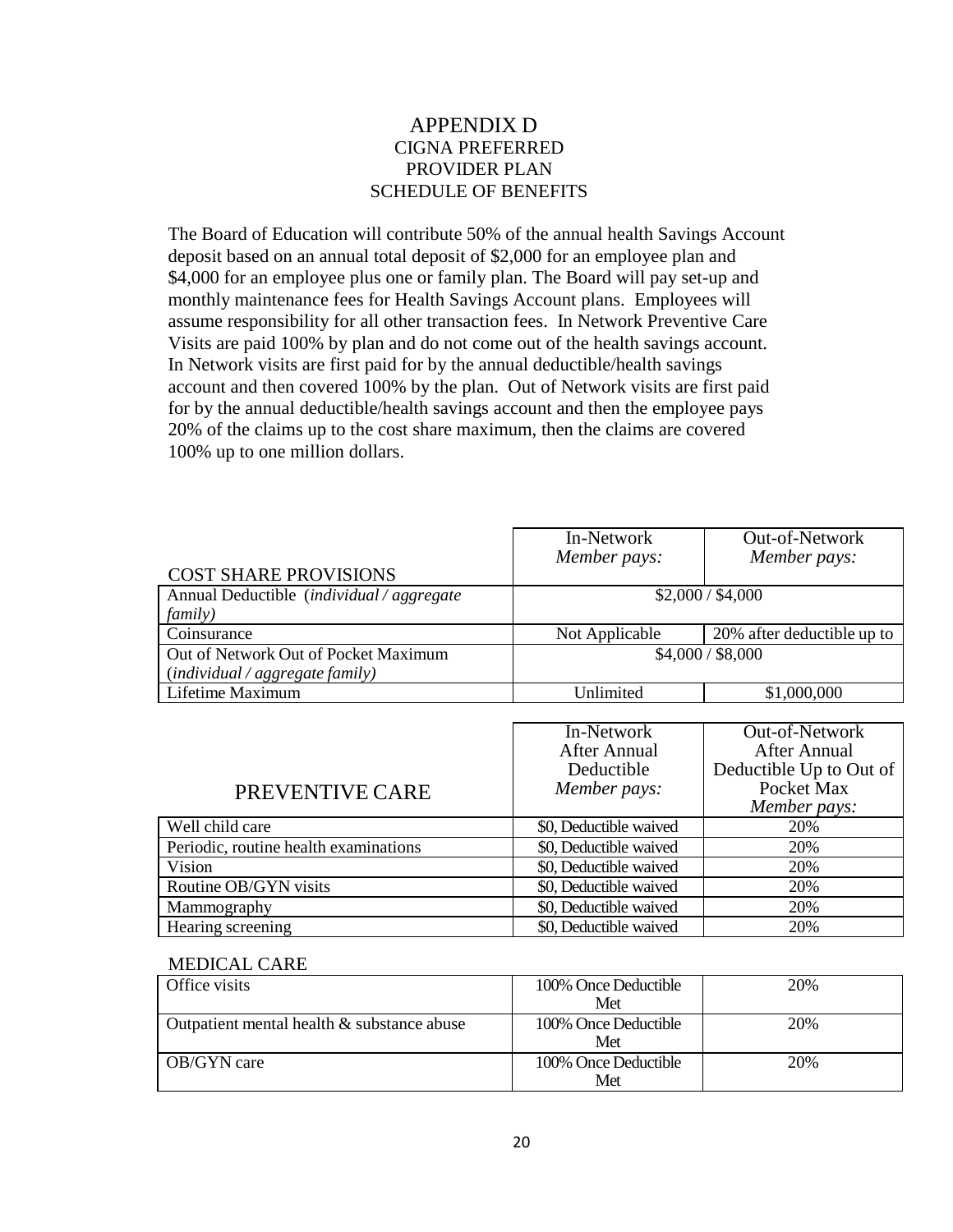# APPENDIX D

## CIGNA PREFERRED PROVIDER PLAN SCHEDULE OF BENEFITS

The Board of Education will contribute 50% of the annual health Savings Account deposit based on an annual total deposit of $2,000 for an employee plan and $4,000 for an employee plus one or family plan. The Board will pay set-up and monthly maintenance fees for Health Savings Account plans. Employees will assume responsibility for all other transaction fees. In Network Preventive Care Visits are paid 100% by plan and do not come out of the health savings account. In Network visits are first paid for by the annual deductible/health savings account and then covered 100% by the plan. Out of Network visits are first paid for by the annual deductible/health savings account and then the employee pays 20% of the claims up to the cost share maximum, then the claims are covered 100% up to one million dollars.

| COST SHARE PROVISIONS | In-Network *Member pays:* | Out-of-Network *Member pays:* |
|---|---|---|
| Annual Deductible (*individual / aggregate family)* | $2,000 / $4,000 | |
| Coinsurance | Not Applicable | 20% after deductible up to |
| Out of Network Out of Pocket Maximum (*individual / aggregate family)* | $4,000 / $8,000 | |
| Lifetime Maximum | Unlimited | $1,000,000 |

| PREVENTIVE CARE | In-Network After Annual Deductible *Member pays:* | Out-of-Network After Annual Deductible Up to Out of Pocket Max *Member pays:* |
|---|---|---|
| Well child care | $0, Deductible waived | 20% |
| Periodic, routine health examinations | $0, Deductible waived | 20% |
| Vision | $0, Deductible waived | 20% |
| Routine OB/GYN visits | $0, Deductible waived | 20% |
| Mammography | $0, Deductible waived | 20% |
| Hearing screening | $0, Deductible waived | 20% |

MEDICAL CARE

| | | |
|---|---|---|
| Office visits | 100% Once Deductible Met | 20% |
| Outpatient mental health & substance abuse | 100% Once Deductible Met | 20% |
| OB/GYN care | 100% Once Deductible Met | 20% |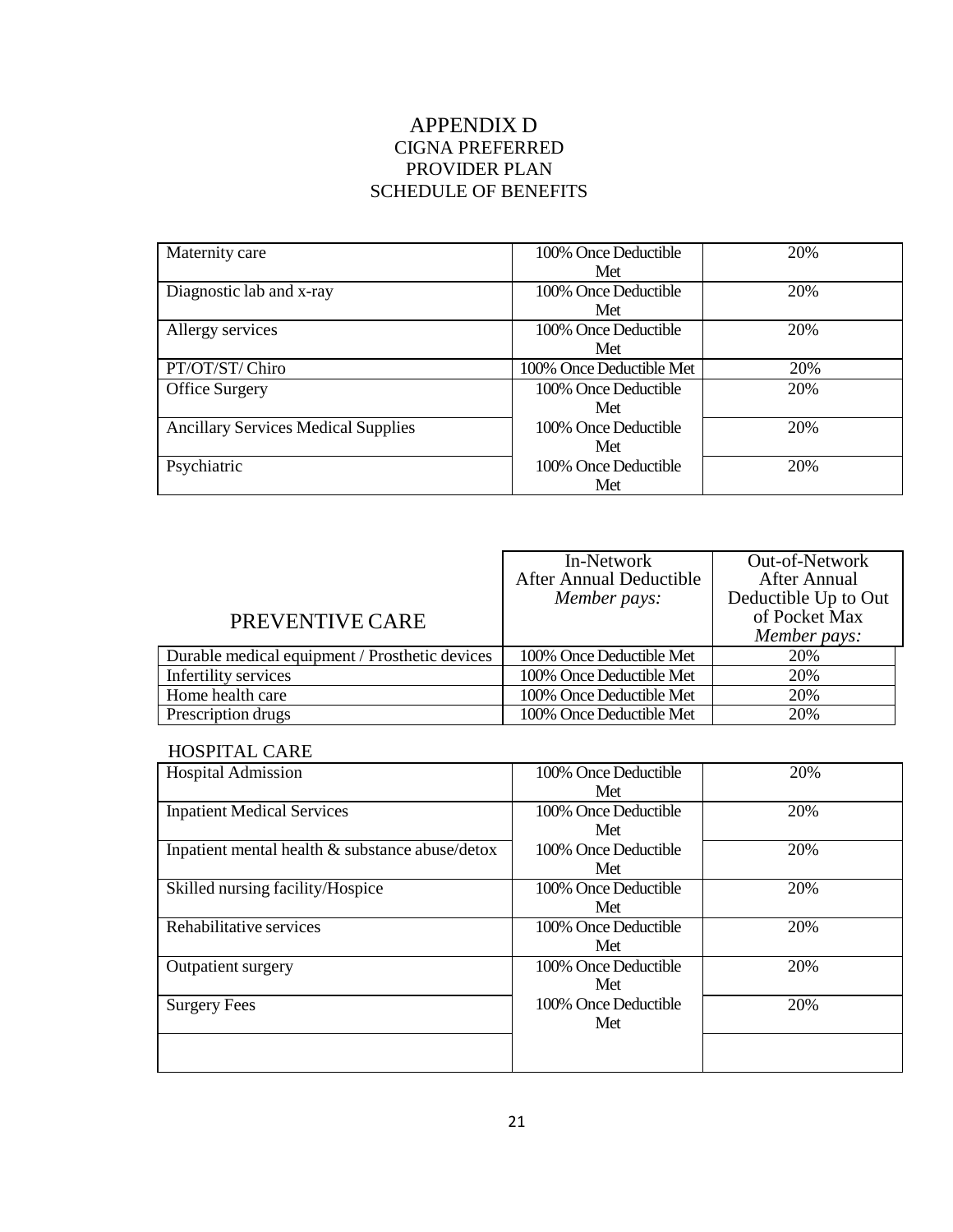# APPENDIX D
## CIGNA PREFERRED PROVIDER PLAN SCHEDULE OF BENEFITS

| | | |
|---|---|---|
| Maternity care | 100% Once Deductible Met | 20% |
| Diagnostic lab and x-ray | 100% Once Deductible Met | 20% |
| Allergy services | 100% Once Deductible Met | 20% |
| PT/OT/ST/ Chiro | 100% Once Deductible Met | 20% |
| Office Surgery | 100% Once Deductible Met | 20% |
| Ancillary Services Medical Supplies | 100% Once Deductible Met | 20% |
| Psychiatric | 100% Once Deductible Met | 20% |

| PREVENTIVE CARE | In-Network After Annual Deductible *Member pays:* | Out-of-Network After Annual Deductible Up to Out of Pocket Max *Member pays:* |
|---|---|---|
| Durable medical equipment / Prosthetic devices | 100% Once Deductible Met | 20% |
| Infertility services | 100% Once Deductible Met | 20% |
| Home health care | 100% Once Deductible Met | 20% |
| Prescription drugs | 100% Once Deductible Met | 20% |

HOSPITAL CARE

| | | |
|---|---|---|
| Hospital Admission | 100% Once Deductible Met | 20% |
| Inpatient Medical Services | 100% Once Deductible Met | 20% |
| Inpatient mental health & substance abuse/detox | 100% Once Deductible Met | 20% |
| Skilled nursing facility/Hospice | 100% Once Deductible Met | 20% |
| Rehabilitative services | 100% Once Deductible Met | 20% |
| Outpatient surgery | 100% Once Deductible Met | 20% |
| Surgery Fees | 100% Once Deductible Met | 20% |
| | | |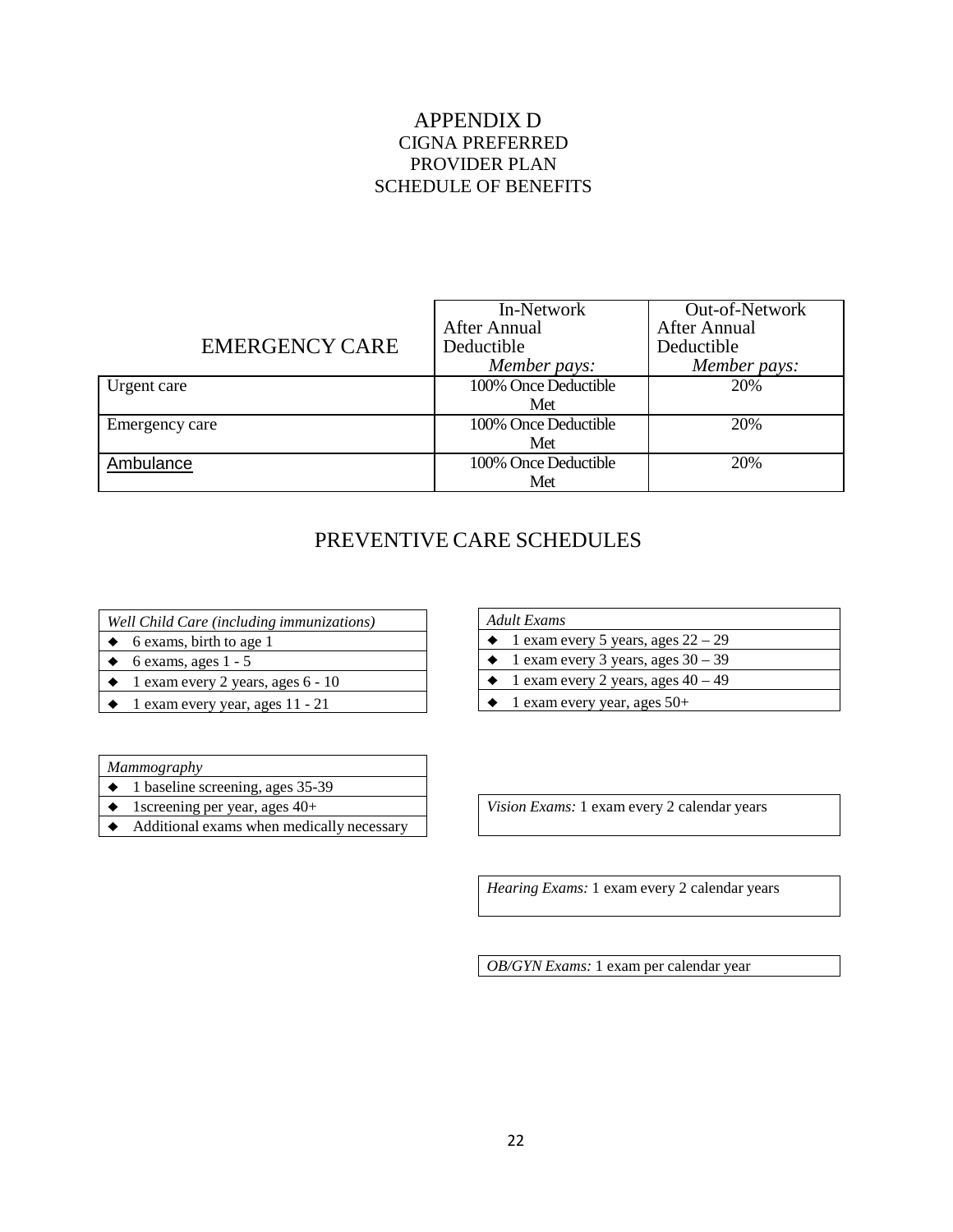# APPENDIX D
## CIGNA PREFERRED PROVIDER PLAN SCHEDULE OF BENEFITS

| EMERGENCY CARE | In-Network After Annual Deductible *Member pays:* | Out-of-Network After Annual Deductible *Member pays:* |
|---|---|---|
| Urgent care | 100% Once Deductible Met | 20% |
| Emergency care | 100% Once Deductible Met | 20% |
| Ambulance | 100% Once Deductible Met | 20% |

## PREVENTIVE CARE SCHEDULES

| *Well Child Care (including immunizations)* |
|---|
| ◆ 6 exams, birth to age 1 |
| ◆ 6 exams, ages 1 - 5 |
| ◆ 1 exam every 2 years, ages 6 - 10 |
| ◆ 1 exam every year, ages 11 - 21 |

| *Adult Exams* |
|---|
| ◆ 1 exam every 5 years, ages 22 – 29 |
| ◆ 1 exam every 3 years, ages 30 – 39 |
| ◆ 1 exam every 2 years, ages 40 – 49 |
| ◆ 1 exam every year, ages 50+ |

| *Mammography* |
|---|
| ◆ 1 baseline screening, ages 35-39 |
| ◆ 1screening per year, ages 40+ |
| ◆ Additional exams when medically necessary |

*Vision Exams:* 1 exam every 2 calendar years

*Hearing Exams:* 1 exam every 2 calendar years

*OB/GYN Exams:* 1 exam per calendar year